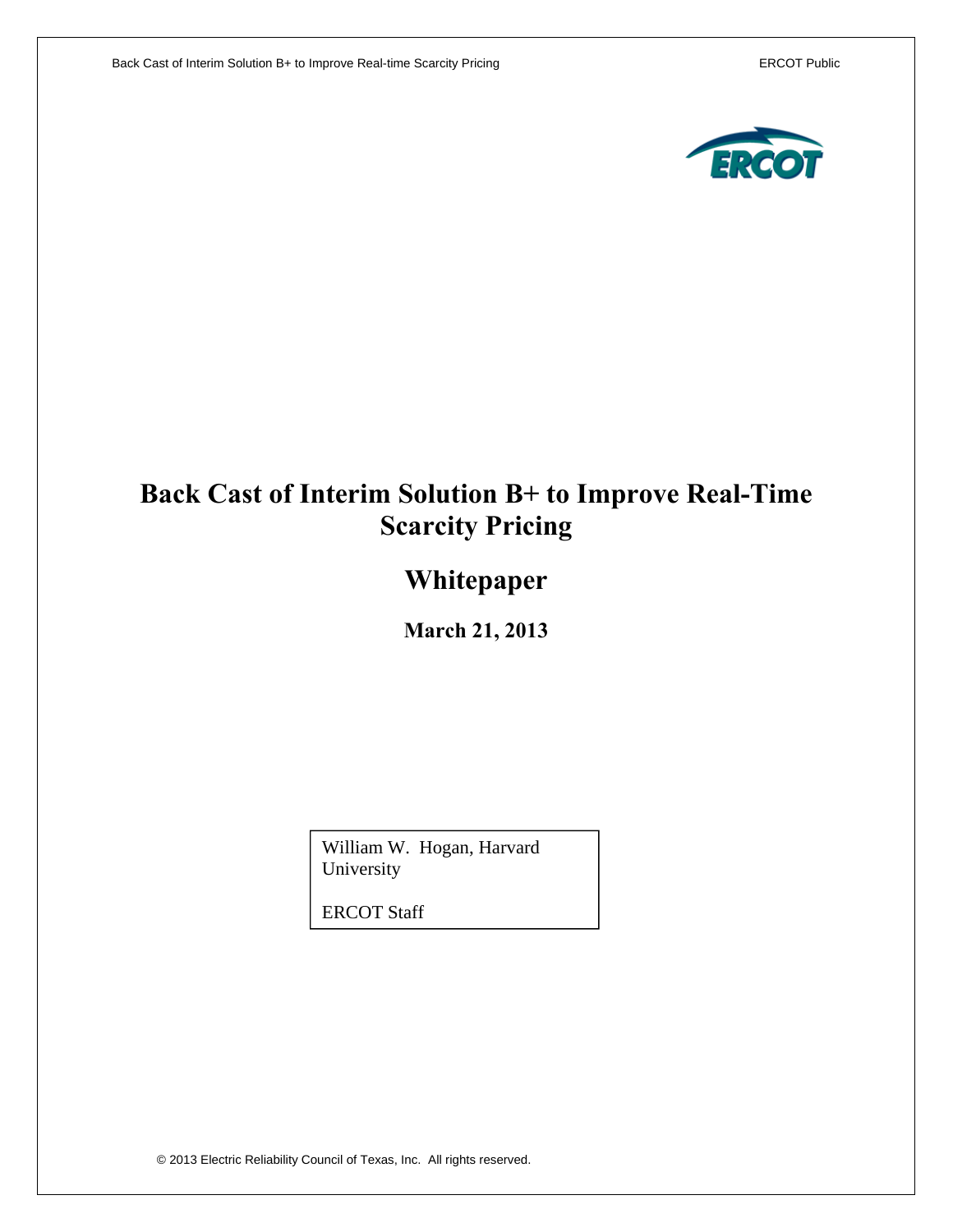# Back Cast of Interim Solution B+ to Improve Real-Time Scarcity Pricing

## Whitepaper

**March 21, 2013**

William W. Hogan, Harvard University

ERCOT Staff

© 2013 Electric Reliability Council of Texas, Inc. All rights reserved.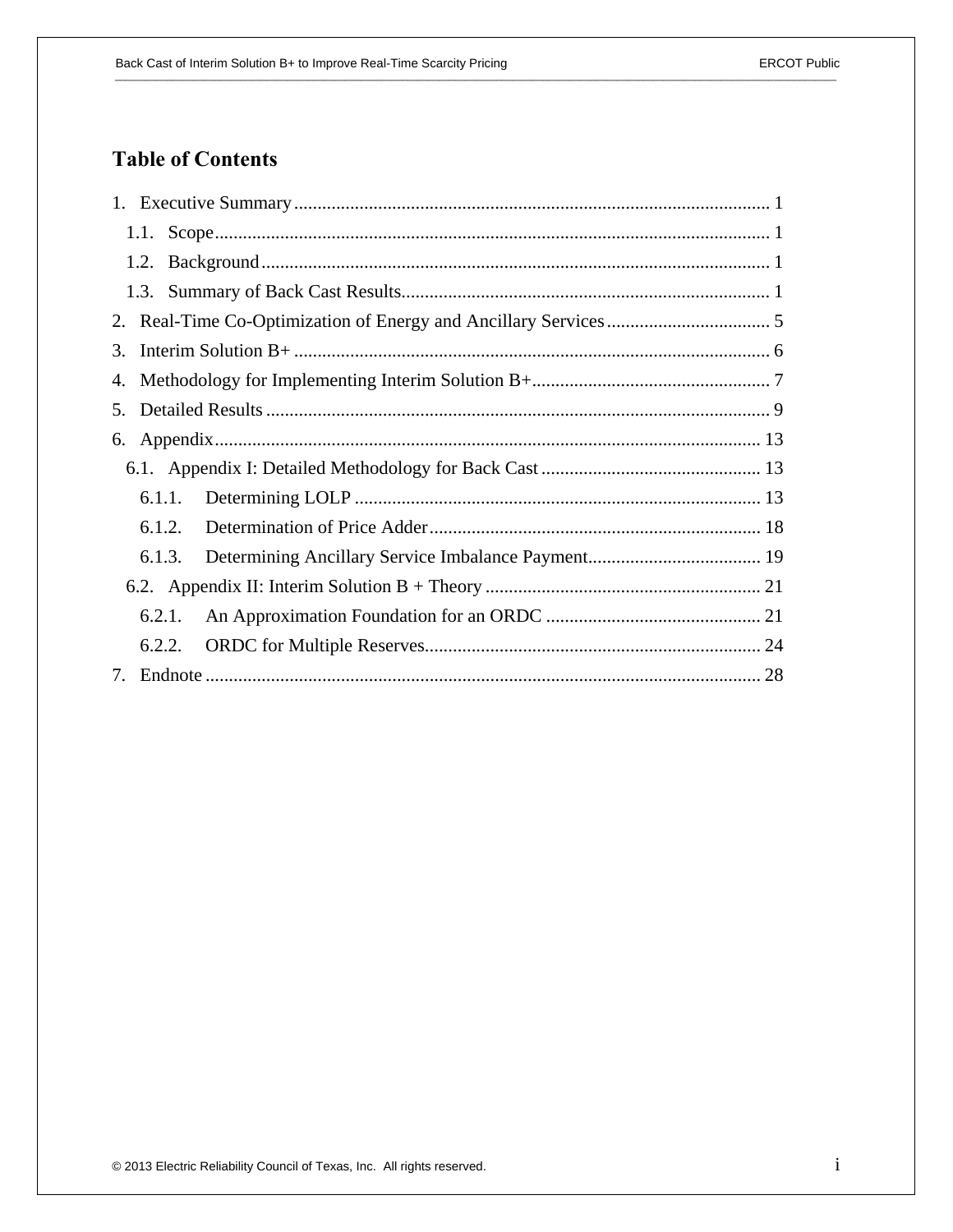# Table of Contents

1. Executive Summary ..... 1
   - 1.1. Scope ..... 1
   - 1.2. Background ..... 1
   - 1.3. Summary of Back Cast Results ..... 1
2. Real-Time Co-Optimization of Energy and Ancillary Services ..... 5
3. Interim Solution B+ ..... 6
4. Methodology for Implementing Interim Solution B+ ..... 7
5. Detailed Results ..... 9
6. Appendix ..... 13
   - 6.1. Appendix I: Detailed Methodology for Back Cast ..... 13
     - 6.1.1. Determining LOLP ..... 13
     - 6.1.2. Determination of Price Adder ..... 18
     - 6.1.3. Determining Ancillary Service Imbalance Payment ..... 19
   - 6.2. Appendix II: Interim Solution B + Theory ..... 21
     - 6.2.1. An Approximation Foundation for an ORDC ..... 21
     - 6.2.2. ORDC for Multiple Reserves ..... 24
7. Endnote ..... 28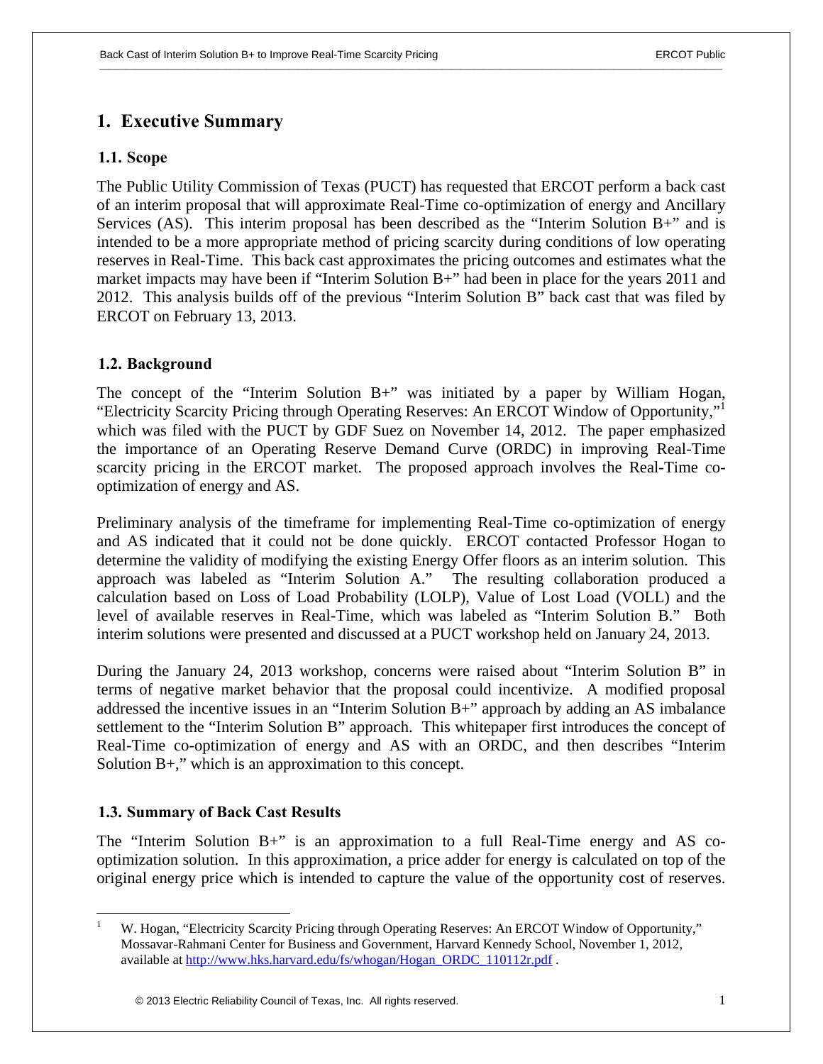# 1. Executive Summary

## 1.1. Scope

The Public Utility Commission of Texas (PUCT) has requested that ERCOT perform a back cast of an interim proposal that will approximate Real-Time co-optimization of energy and Ancillary Services (AS). This interim proposal has been described as the "Interim Solution B+" and is intended to be a more appropriate method of pricing scarcity during conditions of low operating reserves in Real-Time. This back cast approximates the pricing outcomes and estimates what the market impacts may have been if "Interim Solution B+" had been in place for the years 2011 and 2012. This analysis builds off of the previous "Interim Solution B" back cast that was filed by ERCOT on February 13, 2013.

## 1.2. Background

The concept of the "Interim Solution B+" was initiated by a paper by William Hogan, "Electricity Scarcity Pricing through Operating Reserves: An ERCOT Window of Opportunity,"[1] which was filed with the PUCT by GDF Suez on November 14, 2012. The paper emphasized the importance of an Operating Reserve Demand Curve (ORDC) in improving Real-Time scarcity pricing in the ERCOT market. The proposed approach involves the Real-Time co-optimization of energy and AS.

Preliminary analysis of the timeframe for implementing Real-Time co-optimization of energy and AS indicated that it could not be done quickly. ERCOT contacted Professor Hogan to determine the validity of modifying the existing Energy Offer floors as an interim solution. This approach was labeled as "Interim Solution A." The resulting collaboration produced a calculation based on Loss of Load Probability (LOLP), Value of Lost Load (VOLL) and the level of available reserves in Real-Time, which was labeled as "Interim Solution B." Both interim solutions were presented and discussed at a PUCT workshop held on January 24, 2013.

During the January 24, 2013 workshop, concerns were raised about "Interim Solution B" in terms of negative market behavior that the proposal could incentivize. A modified proposal addressed the incentive issues in an "Interim Solution B+" approach by adding an AS imbalance settlement to the "Interim Solution B" approach. This whitepaper first introduces the concept of Real-Time co-optimization of energy and AS with an ORDC, and then describes "Interim Solution B+," which is an approximation to this concept.

## 1.3. Summary of Back Cast Results

The "Interim Solution B+" is an approximation to a full Real-Time energy and AS co-optimization solution. In this approximation, a price adder for energy is calculated on top of the original energy price which is intended to capture the value of the opportunity cost of reserves.

---

[1] W. Hogan, "Electricity Scarcity Pricing through Operating Reserves: An ERCOT Window of Opportunity," Mossavar-Rahmani Center for Business and Government, Harvard Kennedy School, November 1, 2012, available at http://www.hks.harvard.edu/fs/whogan/Hogan_ORDC_110112r.pdf .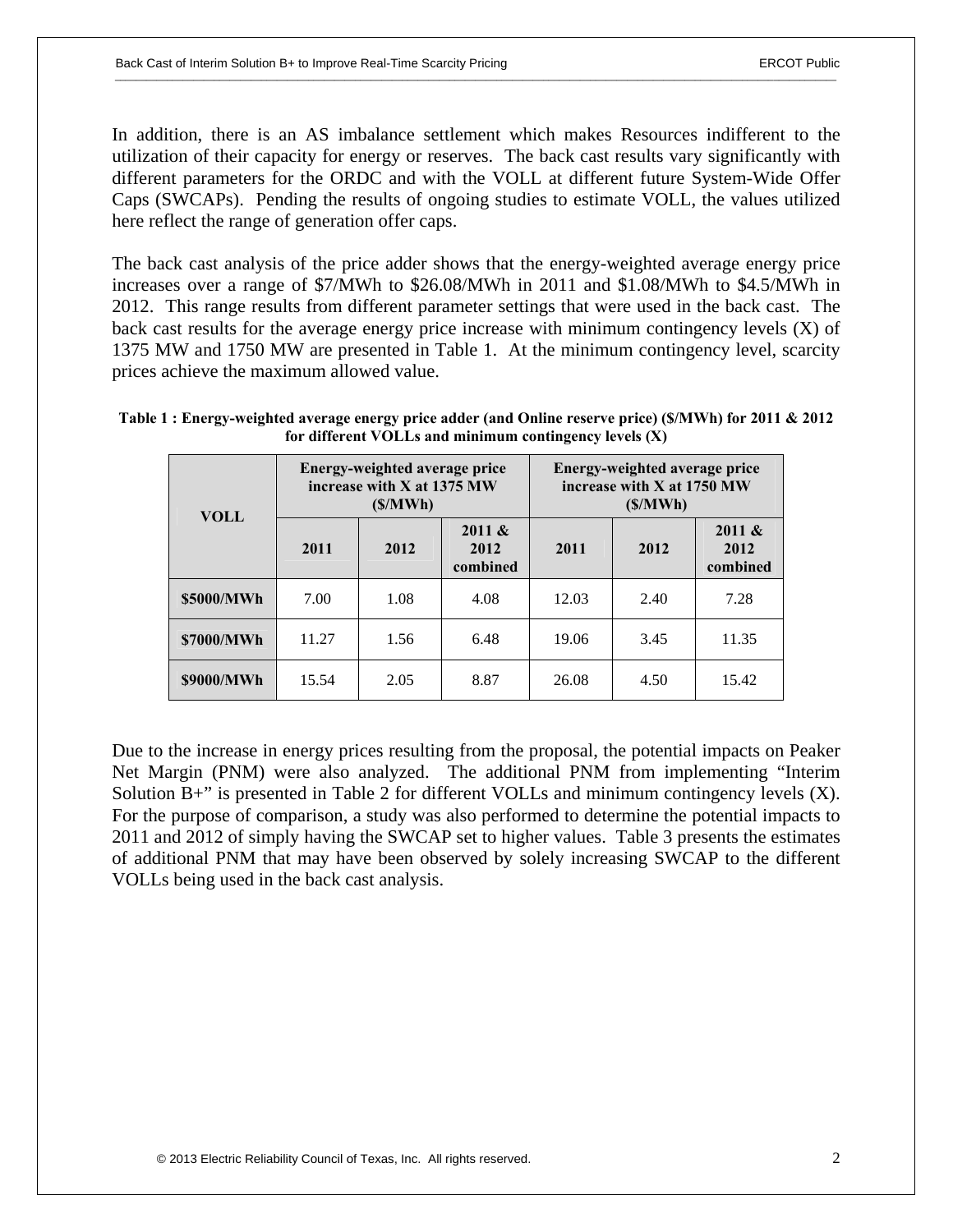In addition, there is an AS imbalance settlement which makes Resources indifferent to the utilization of their capacity for energy or reserves. The back cast results vary significantly with different parameters for the ORDC and with the VOLL at different future System-Wide Offer Caps (SWCAPs). Pending the results of ongoing studies to estimate VOLL, the values utilized here reflect the range of generation offer caps.

The back cast analysis of the price adder shows that the energy-weighted average energy price increases over a range of \$7/MWh to \$26.08/MWh in 2011 and \$1.08/MWh to \$4.5/MWh in 2012. This range results from different parameter settings that were used in the back cast. The back cast results for the average energy price increase with minimum contingency levels (X) of 1375 MW and 1750 MW are presented in Table 1. At the minimum contingency level, scarcity prices achieve the maximum allowed value.

**Table 1 : Energy-weighted average energy price adder (and Online reserve price) (\$/MWh) for 2011 & 2012 for different VOLLs and minimum contingency levels (X)**

| VOLL | Energy-weighted average price increase with X at 1375 MW (\$/MWh) | | | Energy-weighted average price increase with X at 1750 MW (\$/MWh) | | |
|---|---|---|---|---|---|---|
| | 2011 | 2012 | 2011 & 2012 combined | 2011 | 2012 | 2011 & 2012 combined |
| **\$5000/MWh** | 7.00 | 1.08 | 4.08 | 12.03 | 2.40 | 7.28 |
| **\$7000/MWh** | 11.27 | 1.56 | 6.48 | 19.06 | 3.45 | 11.35 |
| **\$9000/MWh** | 15.54 | 2.05 | 8.87 | 26.08 | 4.50 | 15.42 |

Due to the increase in energy prices resulting from the proposal, the potential impacts on Peaker Net Margin (PNM) were also analyzed. The additional PNM from implementing "Interim Solution B+" is presented in Table 2 for different VOLLs and minimum contingency levels (X). For the purpose of comparison, a study was also performed to determine the potential impacts to 2011 and 2012 of simply having the SWCAP set to higher values. Table 3 presents the estimates of additional PNM that may have been observed by solely increasing SWCAP to the different VOLLs being used in the back cast analysis.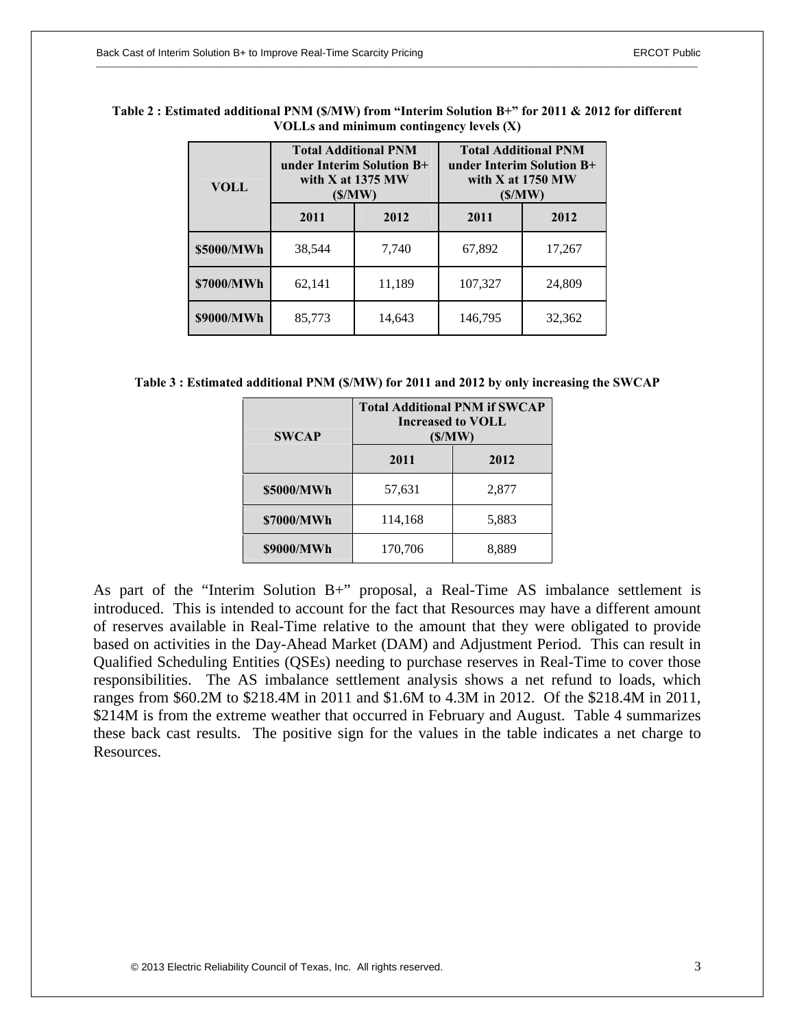**Table 2 : Estimated additional PNM ($/MW) from "Interim Solution B+" for 2011 & 2012 for different VOLLs and minimum contingency levels (X)**

| VOLL | Total Additional PNM under Interim Solution B+ with X at 1375 MW ($/MW) | | Total Additional PNM under Interim Solution B+ with X at 1750 MW ($/MW) | |
|---|---|---|---|---|
| | 2011 | 2012 | 2011 | 2012 |
| **$5000/MWh** | 38,544 | 7,740 | 67,892 | 17,267 |
| **$7000/MWh** | 62,141 | 11,189 | 107,327 | 24,809 |
| **$9000/MWh** | 85,773 | 14,643 | 146,795 | 32,362 |

**Table 3 : Estimated additional PNM ($/MW) for 2011 and 2012 by only increasing the SWCAP**

| SWCAP | Total Additional PNM if SWCAP Increased to VOLL ($/MW) | |
|---|---|---|
| | 2011 | 2012 |
| **$5000/MWh** | 57,631 | 2,877 |
| **$7000/MWh** | 114,168 | 5,883 |
| **$9000/MWh** | 170,706 | 8,889 |

As part of the "Interim Solution B+" proposal, a Real-Time AS imbalance settlement is introduced. This is intended to account for the fact that Resources may have a different amount of reserves available in Real-Time relative to the amount that they were obligated to provide based on activities in the Day-Ahead Market (DAM) and Adjustment Period. This can result in Qualified Scheduling Entities (QSEs) needing to purchase reserves in Real-Time to cover those responsibilities. The AS imbalance settlement analysis shows a net refund to loads, which ranges from $60.2M to $218.4M in 2011 and $1.6M to 4.3M in 2012. Of the $218.4M in 2011, $214M is from the extreme weather that occurred in February and August. Table 4 summarizes these back cast results. The positive sign for the values in the table indicates a net charge to Resources.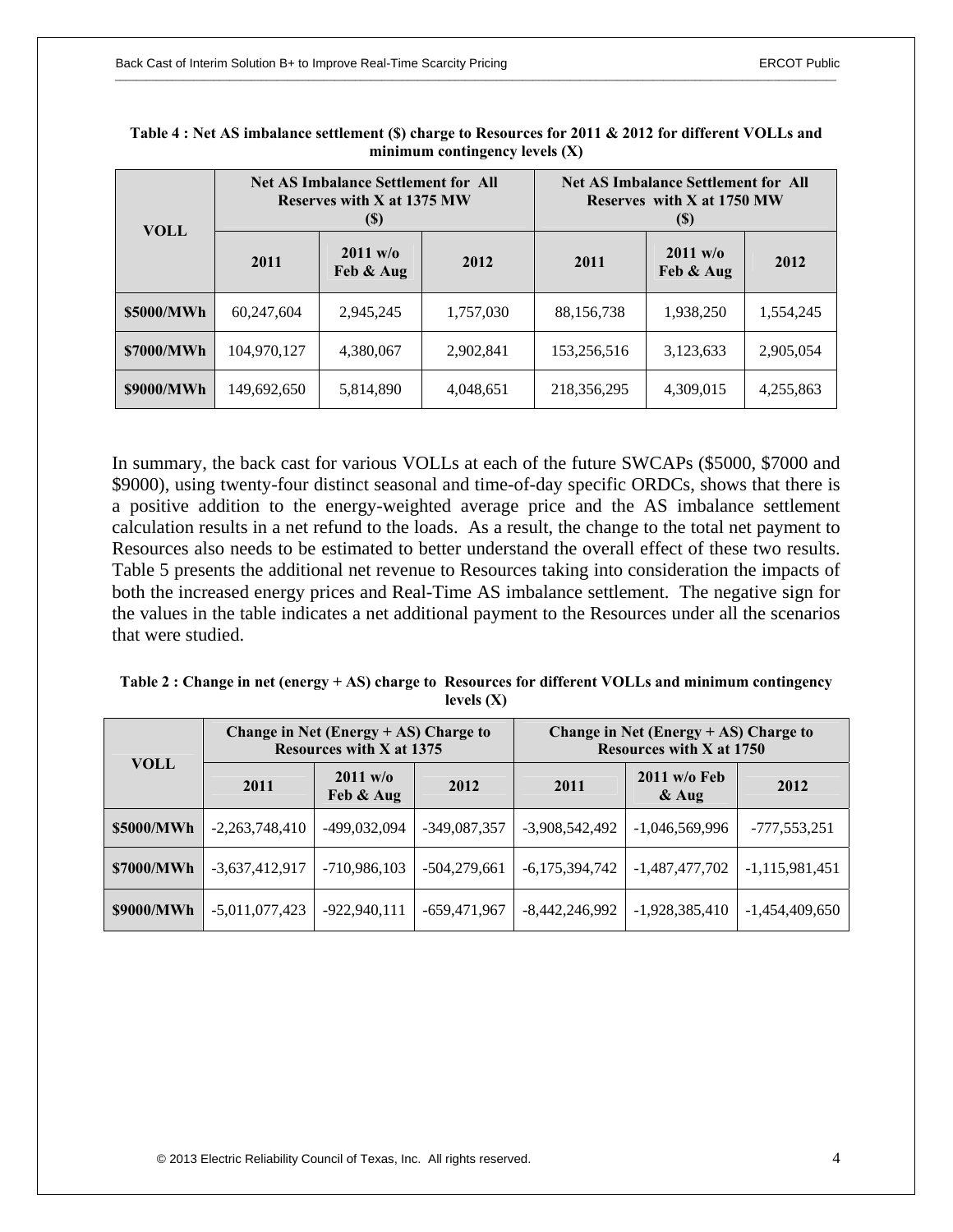**Table 4 : Net AS imbalance settlement ($) charge to Resources for 2011 & 2012 for different VOLLs and minimum contingency levels (X)**

| VOLL | Net AS Imbalance Settlement for All Reserves with X at 1375 MW ($) | | | Net AS Imbalance Settlement for All Reserves with X at 1750 MW ($) | | |
|---|---|---|---|---|---|---|
| | 2011 | 2011 w/o Feb & Aug | 2012 | 2011 | 2011 w/o Feb & Aug | 2012 |
| **$5000/MWh** | 60,247,604 | 2,945,245 | 1,757,030 | 88,156,738 | 1,938,250 | 1,554,245 |
| **$7000/MWh** | 104,970,127 | 4,380,067 | 2,902,841 | 153,256,516 | 3,123,633 | 2,905,054 |
| **$9000/MWh** | 149,692,650 | 5,814,890 | 4,048,651 | 218,356,295 | 4,309,015 | 4,255,863 |

In summary, the back cast for various VOLLs at each of the future SWCAPs ($5000, $7000 and $9000), using twenty-four distinct seasonal and time-of-day specific ORDCs, shows that there is a positive addition to the energy-weighted average price and the AS imbalance settlement calculation results in a net refund to the loads. As a result, the change to the total net payment to Resources also needs to be estimated to better understand the overall effect of these two results. Table 5 presents the additional net revenue to Resources taking into consideration the impacts of both the increased energy prices and Real-Time AS imbalance settlement. The negative sign for the values in the table indicates a net additional payment to the Resources under all the scenarios that were studied.

**Table 2 : Change in net (energy + AS) charge to Resources for different VOLLs and minimum contingency levels (X)**

| VOLL | Change in Net (Energy + AS) Charge to Resources with X at 1375 | | | Change in Net (Energy + AS) Charge to Resources with X at 1750 | | |
|---|---|---|---|---|---|---|
| | 2011 | 2011 w/o Feb & Aug | 2012 | 2011 | 2011 w/o Feb & Aug | 2012 |
| **$5000/MWh** | -2,263,748,410 | -499,032,094 | -349,087,357 | -3,908,542,492 | -1,046,569,996 | -777,553,251 |
| **$7000/MWh** | -3,637,412,917 | -710,986,103 | -504,279,661 | -6,175,394,742 | -1,487,477,702 | -1,115,981,451 |
| **$9000/MWh** | -5,011,077,423 | -922,940,111 | -659,471,967 | -8,442,246,992 | -1,928,385,410 | -1,454,409,650 |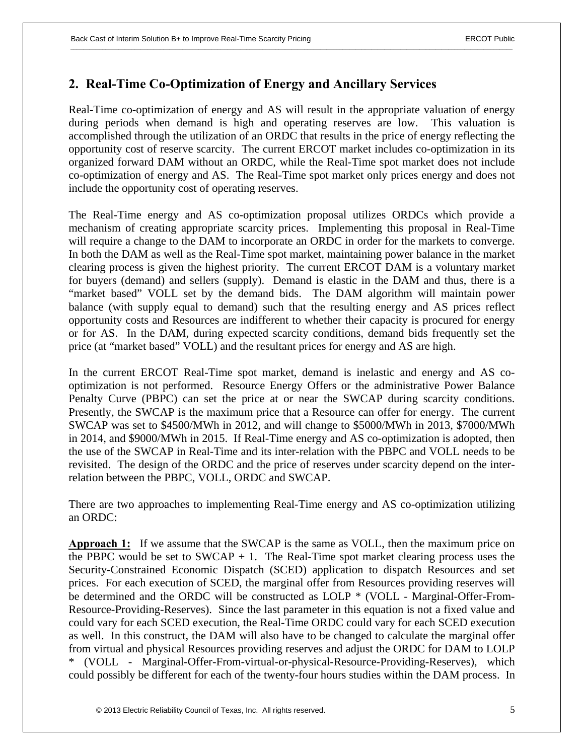## 2. Real-Time Co-Optimization of Energy and Ancillary Services

Real-Time co-optimization of energy and AS will result in the appropriate valuation of energy during periods when demand is high and operating reserves are low. This valuation is accomplished through the utilization of an ORDC that results in the price of energy reflecting the opportunity cost of reserve scarcity. The current ERCOT market includes co-optimization in its organized forward DAM without an ORDC, while the Real-Time spot market does not include co-optimization of energy and AS. The Real-Time spot market only prices energy and does not include the opportunity cost of operating reserves.

The Real-Time energy and AS co-optimization proposal utilizes ORDCs which provide a mechanism of creating appropriate scarcity prices. Implementing this proposal in Real-Time will require a change to the DAM to incorporate an ORDC in order for the markets to converge. In both the DAM as well as the Real-Time spot market, maintaining power balance in the market clearing process is given the highest priority. The current ERCOT DAM is a voluntary market for buyers (demand) and sellers (supply). Demand is elastic in the DAM and thus, there is a "market based" VOLL set by the demand bids. The DAM algorithm will maintain power balance (with supply equal to demand) such that the resulting energy and AS prices reflect opportunity costs and Resources are indifferent to whether their capacity is procured for energy or for AS. In the DAM, during expected scarcity conditions, demand bids frequently set the price (at "market based" VOLL) and the resultant prices for energy and AS are high.

In the current ERCOT Real-Time spot market, demand is inelastic and energy and AS co-optimization is not performed. Resource Energy Offers or the administrative Power Balance Penalty Curve (PBPC) can set the price at or near the SWCAP during scarcity conditions. Presently, the SWCAP is the maximum price that a Resource can offer for energy. The current SWCAP was set to \$4500/MWh in 2012, and will change to \$5000/MWh in 2013, \$7000/MWh in 2014, and \$9000/MWh in 2015. If Real-Time energy and AS co-optimization is adopted, then the use of the SWCAP in Real-Time and its inter-relation with the PBPC and VOLL needs to be revisited. The design of the ORDC and the price of reserves under scarcity depend on the inter-relation between the PBPC, VOLL, ORDC and SWCAP.

There are two approaches to implementing Real-Time energy and AS co-optimization utilizing an ORDC:

**Approach 1:** If we assume that the SWCAP is the same as VOLL, then the maximum price on the PBPC would be set to SWCAP + 1. The Real-Time spot market clearing process uses the Security-Constrained Economic Dispatch (SCED) application to dispatch Resources and set prices. For each execution of SCED, the marginal offer from Resources providing reserves will be determined and the ORDC will be constructed as LOLP * (VOLL - Marginal-Offer-From-Resource-Providing-Reserves). Since the last parameter in this equation is not a fixed value and could vary for each SCED execution, the Real-Time ORDC could vary for each SCED execution as well. In this construct, the DAM will also have to be changed to calculate the marginal offer from virtual and physical Resources providing reserves and adjust the ORDC for DAM to LOLP * (VOLL - Marginal-Offer-From-virtual-or-physical-Resource-Providing-Reserves), which could possibly be different for each of the twenty-four hours studies within the DAM process. In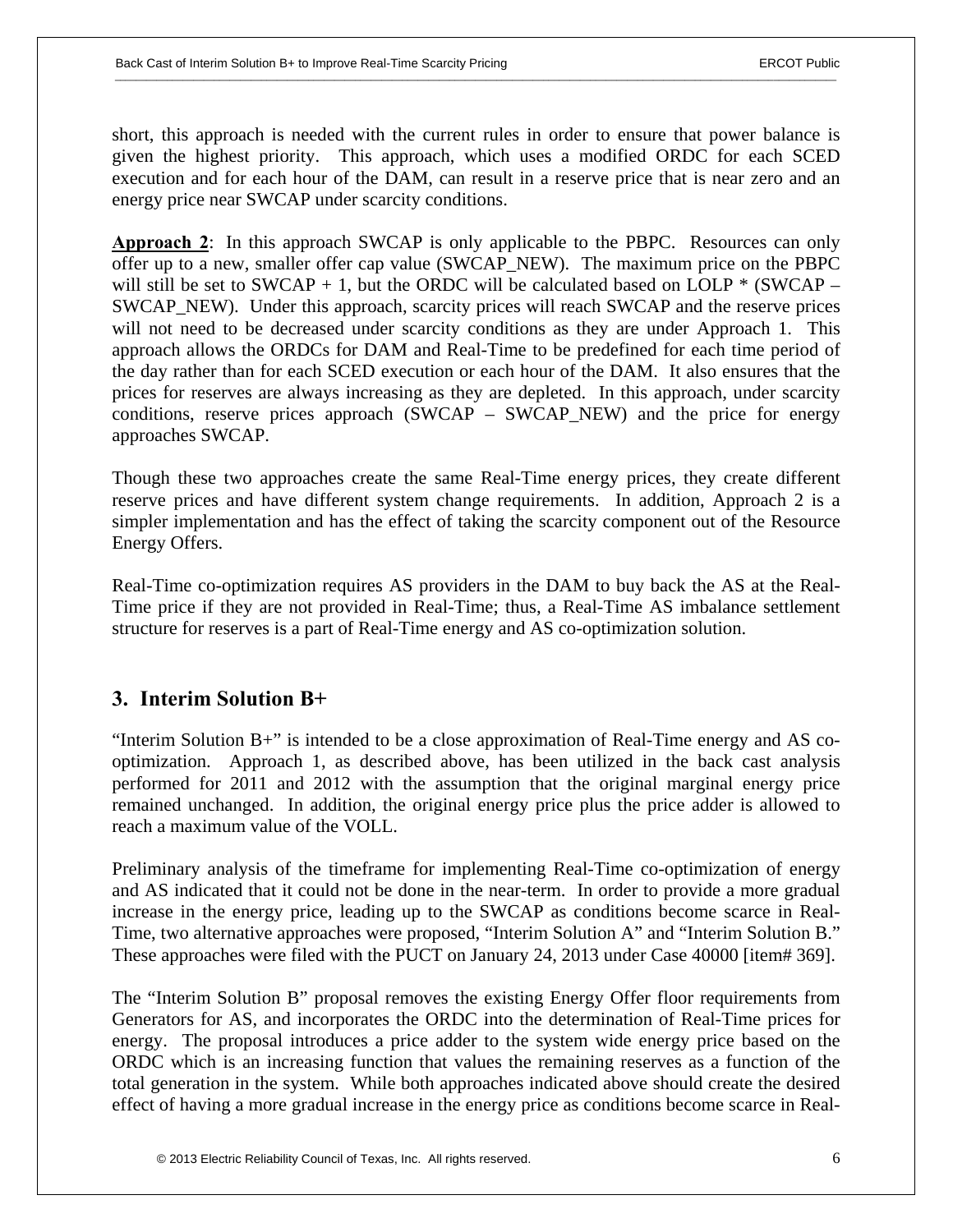short, this approach is needed with the current rules in order to ensure that power balance is given the highest priority. This approach, which uses a modified ORDC for each SCED execution and for each hour of the DAM, can result in a reserve price that is near zero and an energy price near SWCAP under scarcity conditions.

**Approach 2**: In this approach SWCAP is only applicable to the PBPC. Resources can only offer up to a new, smaller offer cap value (SWCAP_NEW). The maximum price on the PBPC will still be set to SWCAP + 1, but the ORDC will be calculated based on LOLP * (SWCAP – SWCAP_NEW). Under this approach, scarcity prices will reach SWCAP and the reserve prices will not need to be decreased under scarcity conditions as they are under Approach 1. This approach allows the ORDCs for DAM and Real-Time to be predefined for each time period of the day rather than for each SCED execution or each hour of the DAM. It also ensures that the prices for reserves are always increasing as they are depleted. In this approach, under scarcity conditions, reserve prices approach (SWCAP – SWCAP_NEW) and the price for energy approaches SWCAP.

Though these two approaches create the same Real-Time energy prices, they create different reserve prices and have different system change requirements. In addition, Approach 2 is a simpler implementation and has the effect of taking the scarcity component out of the Resource Energy Offers.

Real-Time co-optimization requires AS providers in the DAM to buy back the AS at the Real-Time price if they are not provided in Real-Time; thus, a Real-Time AS imbalance settlement structure for reserves is a part of Real-Time energy and AS co-optimization solution.

## 3. Interim Solution B+

"Interim Solution B+" is intended to be a close approximation of Real-Time energy and AS co-optimization. Approach 1, as described above, has been utilized in the back cast analysis performed for 2011 and 2012 with the assumption that the original marginal energy price remained unchanged. In addition, the original energy price plus the price adder is allowed to reach a maximum value of the VOLL.

Preliminary analysis of the timeframe for implementing Real-Time co-optimization of energy and AS indicated that it could not be done in the near-term. In order to provide a more gradual increase in the energy price, leading up to the SWCAP as conditions become scarce in Real-Time, two alternative approaches were proposed, "Interim Solution A" and "Interim Solution B." These approaches were filed with the PUCT on January 24, 2013 under Case 40000 [item# 369].

The "Interim Solution B" proposal removes the existing Energy Offer floor requirements from Generators for AS, and incorporates the ORDC into the determination of Real-Time prices for energy. The proposal introduces a price adder to the system wide energy price based on the ORDC which is an increasing function that values the remaining reserves as a function of the total generation in the system. While both approaches indicated above should create the desired effect of having a more gradual increase in the energy price as conditions become scarce in Real-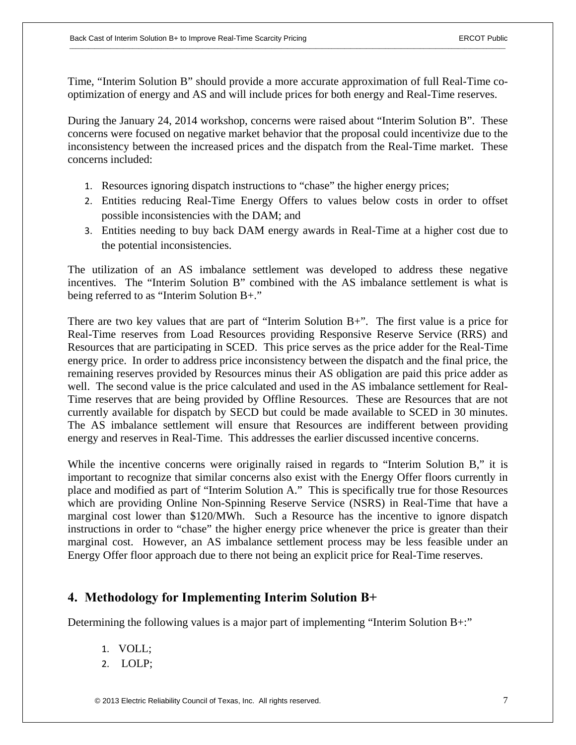Time, "Interim Solution B" should provide a more accurate approximation of full Real-Time co-optimization of energy and AS and will include prices for both energy and Real-Time reserves.

During the January 24, 2014 workshop, concerns were raised about "Interim Solution B". These concerns were focused on negative market behavior that the proposal could incentivize due to the inconsistency between the increased prices and the dispatch from the Real-Time market. These concerns included:

1. Resources ignoring dispatch instructions to "chase" the higher energy prices;
2. Entities reducing Real-Time Energy Offers to values below costs in order to offset possible inconsistencies with the DAM; and
3. Entities needing to buy back DAM energy awards in Real-Time at a higher cost due to the potential inconsistencies.

The utilization of an AS imbalance settlement was developed to address these negative incentives. The "Interim Solution B" combined with the AS imbalance settlement is what is being referred to as "Interim Solution B+."

There are two key values that are part of "Interim Solution B+". The first value is a price for Real-Time reserves from Load Resources providing Responsive Reserve Service (RRS) and Resources that are participating in SCED. This price serves as the price adder for the Real-Time energy price. In order to address price inconsistency between the dispatch and the final price, the remaining reserves provided by Resources minus their AS obligation are paid this price adder as well. The second value is the price calculated and used in the AS imbalance settlement for Real-Time reserves that are being provided by Offline Resources. These are Resources that are not currently available for dispatch by SECD but could be made available to SCED in 30 minutes. The AS imbalance settlement will ensure that Resources are indifferent between providing energy and reserves in Real-Time. This addresses the earlier discussed incentive concerns.

While the incentive concerns were originally raised in regards to "Interim Solution B," it is important to recognize that similar concerns also exist with the Energy Offer floors currently in place and modified as part of "Interim Solution A." This is specifically true for those Resources which are providing Online Non-Spinning Reserve Service (NSRS) in Real-Time that have a marginal cost lower than $120/MWh. Such a Resource has the incentive to ignore dispatch instructions in order to "chase" the higher energy price whenever the price is greater than their marginal cost. However, an AS imbalance settlement process may be less feasible under an Energy Offer floor approach due to there not being an explicit price for Real-Time reserves.

## 4. Methodology for Implementing Interim Solution B+

Determining the following values is a major part of implementing "Interim Solution B+:"

1. VOLL;
2. LOLP;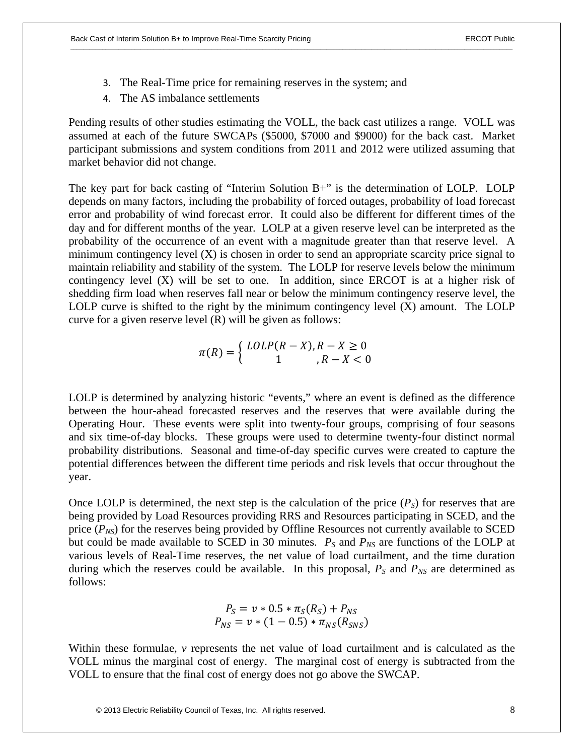3. The Real-Time price for remaining reserves in the system; and
4. The AS imbalance settlements

Pending results of other studies estimating the VOLL, the back cast utilizes a range. VOLL was assumed at each of the future SWCAPs ($5000, $7000 and $9000) for the back cast. Market participant submissions and system conditions from 2011 and 2012 were utilized assuming that market behavior did not change.

The key part for back casting of "Interim Solution B+" is the determination of LOLP. LOLP depends on many factors, including the probability of forced outages, probability of load forecast error and probability of wind forecast error. It could also be different for different times of the day and for different months of the year. LOLP at a given reserve level can be interpreted as the probability of the occurrence of an event with a magnitude greater than that reserve level. A minimum contingency level (X) is chosen in order to send an appropriate scarcity price signal to maintain reliability and stability of the system. The LOLP for reserve levels below the minimum contingency level (X) will be set to one. In addition, since ERCOT is at a higher risk of shedding firm load when reserves fall near or below the minimum contingency reserve level, the LOLP curve is shifted to the right by the minimum contingency level (X) amount. The LOLP curve for a given reserve level (R) will be given as follows:

$$\pi(R) = \begin{cases} LOLP(R - X), R - X \geq 0 \\ 1 \qquad\qquad , R - X < 0 \end{cases}$$

LOLP is determined by analyzing historic "events," where an event is defined as the difference between the hour-ahead forecasted reserves and the reserves that were available during the Operating Hour. These events were split into twenty-four groups, comprising of four seasons and six time-of-day blocks. These groups were used to determine twenty-four distinct normal probability distributions. Seasonal and time-of-day specific curves were created to capture the potential differences between the different time periods and risk levels that occur throughout the year.

Once LOLP is determined, the next step is the calculation of the price ($P_S$) for reserves that are being provided by Load Resources providing RRS and Resources participating in SCED, and the price ($P_{NS}$) for the reserves being provided by Offline Resources not currently available to SCED but could be made available to SCED in 30 minutes. $P_S$ and $P_{NS}$ are functions of the LOLP at various levels of Real-Time reserves, the net value of load curtailment, and the time duration during which the reserves could be available. In this proposal, $P_S$ and $P_{NS}$ are determined as follows:

$$P_S = v * 0.5 * \pi_S(R_S) + P_{NS}$$
$$P_{NS} = v * (1 - 0.5) * \pi_{NS}(R_{SNS})$$

Within these formulae, $v$ represents the net value of load curtailment and is calculated as the VOLL minus the marginal cost of energy. The marginal cost of energy is subtracted from the VOLL to ensure that the final cost of energy does not go above the SWCAP.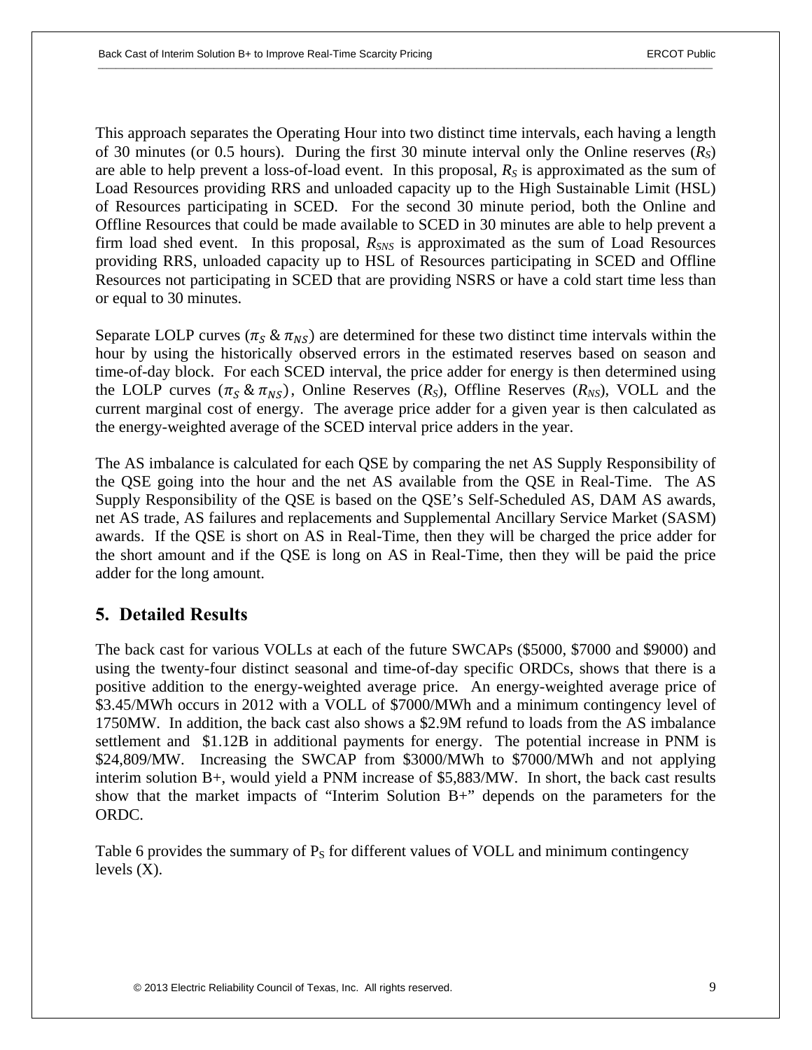This approach separates the Operating Hour into two distinct time intervals, each having a length of 30 minutes (or 0.5 hours). During the first 30 minute interval only the Online reserves ($R_S$) are able to help prevent a loss-of-load event. In this proposal, $R_S$ is approximated as the sum of Load Resources providing RRS and unloaded capacity up to the High Sustainable Limit (HSL) of Resources participating in SCED. For the second 30 minute period, both the Online and Offline Resources that could be made available to SCED in 30 minutes are able to help prevent a firm load shed event. In this proposal, $R_{SNS}$ is approximated as the sum of Load Resources providing RRS, unloaded capacity up to HSL of Resources participating in SCED and Offline Resources not participating in SCED that are providing NSRS or have a cold start time less than or equal to 30 minutes.

Separate LOLP curves ($\pi_S$ & $\pi_{NS}$) are determined for these two distinct time intervals within the hour by using the historically observed errors in the estimated reserves based on season and time-of-day block. For each SCED interval, the price adder for energy is then determined using the LOLP curves ($\pi_S$ & $\pi_{NS}$), Online Reserves ($R_S$), Offline Reserves ($R_{NS}$), VOLL and the current marginal cost of energy. The average price adder for a given year is then calculated as the energy-weighted average of the SCED interval price adders in the year.

The AS imbalance is calculated for each QSE by comparing the net AS Supply Responsibility of the QSE going into the hour and the net AS available from the QSE in Real-Time. The AS Supply Responsibility of the QSE is based on the QSE's Self-Scheduled AS, DAM AS awards, net AS trade, AS failures and replacements and Supplemental Ancillary Service Market (SASM) awards. If the QSE is short on AS in Real-Time, then they will be charged the price adder for the short amount and if the QSE is long on AS in Real-Time, then they will be paid the price adder for the long amount.

## 5. Detailed Results

The back cast for various VOLLs at each of the future SWCAPs ($5000, $7000 and $9000) and using the twenty-four distinct seasonal and time-of-day specific ORDCs, shows that there is a positive addition to the energy-weighted average price. An energy-weighted average price of $3.45/MWh occurs in 2012 with a VOLL of $7000/MWh and a minimum contingency level of 1750MW. In addition, the back cast also shows a $2.9M refund to loads from the AS imbalance settlement and $1.12B in additional payments for energy. The potential increase in PNM is $24,809/MW. Increasing the SWCAP from $3000/MWh to $7000/MWh and not applying interim solution B+, would yield a PNM increase of $5,883/MW. In short, the back cast results show that the market impacts of "Interim Solution B+" depends on the parameters for the ORDC.

Table 6 provides the summary of $P_S$ for different values of VOLL and minimum contingency levels (X).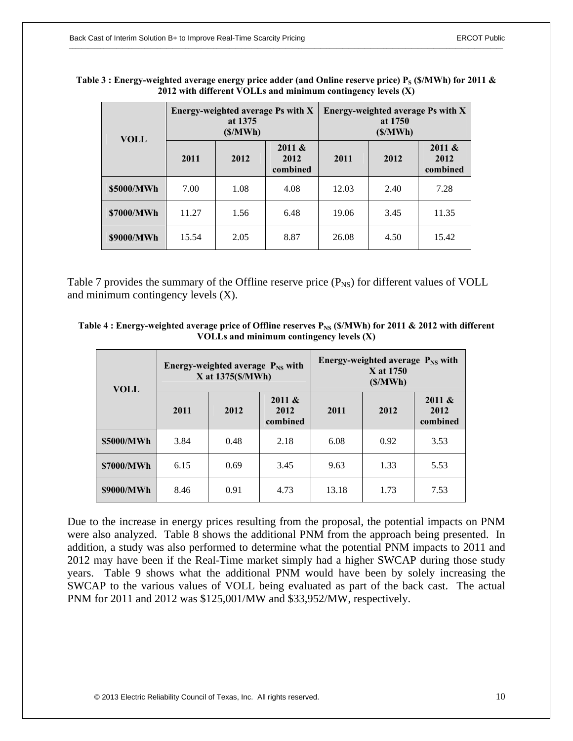**Table 3 : Energy-weighted average energy price adder (and Online reserve price) $P_S$ (\$/MWh) for 2011 & 2012 with different VOLLs and minimum contingency levels (X)**

| VOLL | Energy-weighted average Ps with X at 1375 (\$/MWh) | | | Energy-weighted average Ps with X at 1750 (\$/MWh) | | |
|---|---|---|---|---|---|---|
| | 2011 | 2012 | 2011 & 2012 combined | 2011 | 2012 | 2011 & 2012 combined |
| \$5000/MWh | 7.00 | 1.08 | 4.08 | 12.03 | 2.40 | 7.28 |
| \$7000/MWh | 11.27 | 1.56 | 6.48 | 19.06 | 3.45 | 11.35 |
| \$9000/MWh | 15.54 | 2.05 | 8.87 | 26.08 | 4.50 | 15.42 |

Table 7 provides the summary of the Offline reserve price ($P_{NS}$) for different values of VOLL and minimum contingency levels (X).

**Table 4 : Energy-weighted average price of Offline reserves $P_{NS}$ (\$/MWh) for 2011 & 2012 with different VOLLs and minimum contingency levels (X)**

| VOLL | Energy-weighted average $P_{NS}$ with X at 1375(\$/MWh) | | | Energy-weighted average $P_{NS}$ with X at 1750 (\$/MWh) | | |
|---|---|---|---|---|---|---|
| | 2011 | 2012 | 2011 & 2012 combined | 2011 | 2012 | 2011 & 2012 combined |
| \$5000/MWh | 3.84 | 0.48 | 2.18 | 6.08 | 0.92 | 3.53 |
| \$7000/MWh | 6.15 | 0.69 | 3.45 | 9.63 | 1.33 | 5.53 |
| \$9000/MWh | 8.46 | 0.91 | 4.73 | 13.18 | 1.73 | 7.53 |

Due to the increase in energy prices resulting from the proposal, the potential impacts on PNM were also analyzed. Table 8 shows the additional PNM from the approach being presented. In addition, a study was also performed to determine what the potential PNM impacts to 2011 and 2012 may have been if the Real-Time market simply had a higher SWCAP during those study years. Table 9 shows what the additional PNM would have been by solely increasing the SWCAP to the various values of VOLL being evaluated as part of the back cast. The actual PNM for 2011 and 2012 was \$125,001/MW and \$33,952/MW, respectively.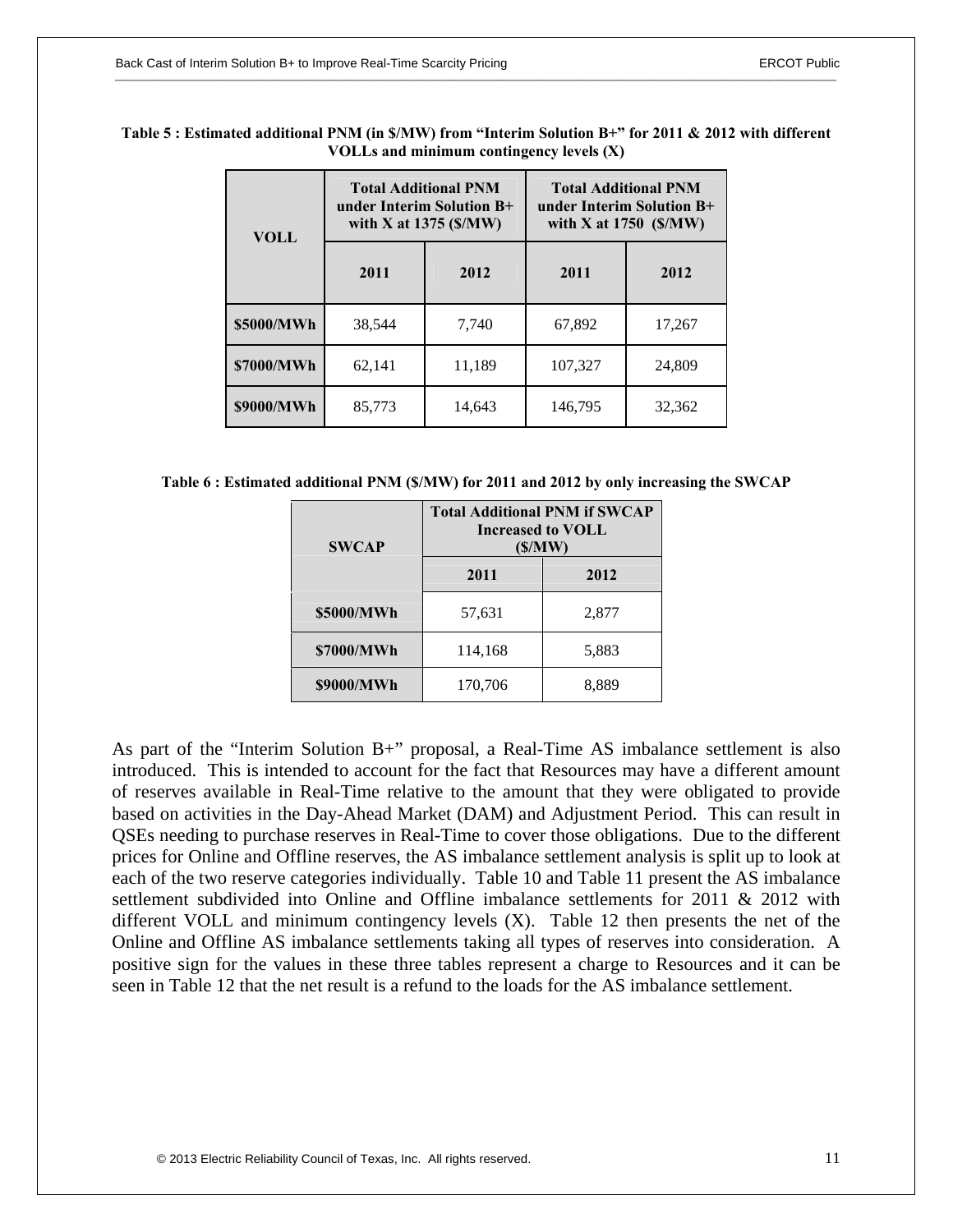**Table 5 : Estimated additional PNM (in $/MW) from "Interim Solution B+" for 2011 & 2012 with different VOLLs and minimum contingency levels (X)**

| VOLL | Total Additional PNM under Interim Solution B+ with X at 1375 ($/MW) | | Total Additional PNM under Interim Solution B+ with X at 1750 ($/MW) | |
|---|---|---|---|---|
| | 2011 | 2012 | 2011 | 2012 |
| $5000/MWh | 38,544 | 7,740 | 67,892 | 17,267 |
| $7000/MWh | 62,141 | 11,189 | 107,327 | 24,809 |
| $9000/MWh | 85,773 | 14,643 | 146,795 | 32,362 |

**Table 6 : Estimated additional PNM ($/MW) for 2011 and 2012 by only increasing the SWCAP**

| SWCAP | Total Additional PNM if SWCAP Increased to VOLL ($/MW) | |
|---|---|---|
| | 2011 | 2012 |
| $5000/MWh | 57,631 | 2,877 |
| $7000/MWh | 114,168 | 5,883 |
| $9000/MWh | 170,706 | 8,889 |

As part of the "Interim Solution B+" proposal, a Real-Time AS imbalance settlement is also introduced. This is intended to account for the fact that Resources may have a different amount of reserves available in Real-Time relative to the amount that they were obligated to provide based on activities in the Day-Ahead Market (DAM) and Adjustment Period. This can result in QSEs needing to purchase reserves in Real-Time to cover those obligations. Due to the different prices for Online and Offline reserves, the AS imbalance settlement analysis is split up to look at each of the two reserve categories individually. Table 10 and Table 11 present the AS imbalance settlement subdivided into Online and Offline imbalance settlements for 2011 & 2012 with different VOLL and minimum contingency levels (X). Table 12 then presents the net of the Online and Offline AS imbalance settlements taking all types of reserves into consideration. A positive sign for the values in these three tables represent a charge to Resources and it can be seen in Table 12 that the net result is a refund to the loads for the AS imbalance settlement.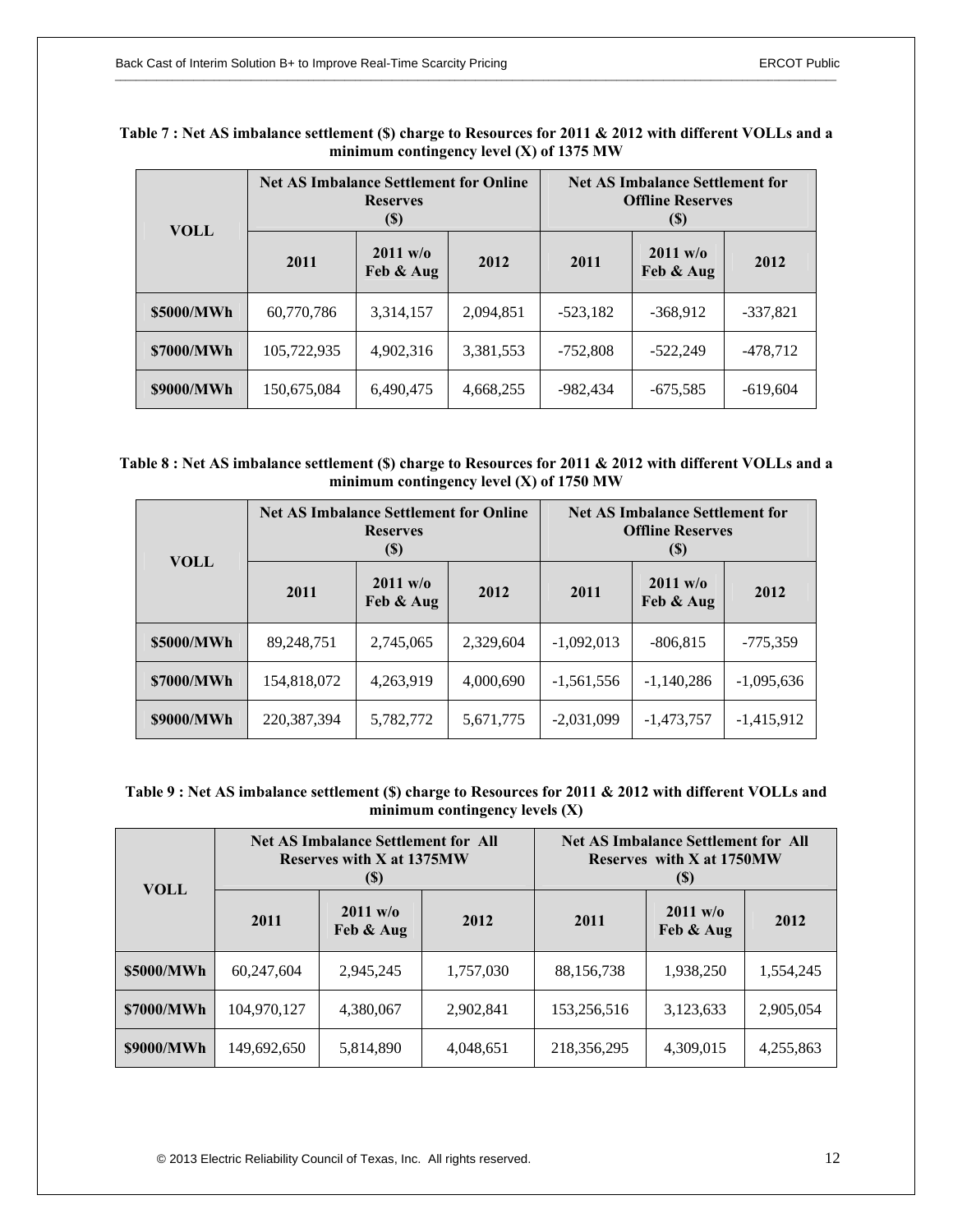**Table 7 : Net AS imbalance settlement ($) charge to Resources for 2011 & 2012 with different VOLLs and a minimum contingency level (X) of 1375 MW**

| VOLL | Net AS Imbalance Settlement for Online Reserves ($) | | | Net AS Imbalance Settlement for Offline Reserves ($) | | |
|---|---|---|---|---|---|---|
| | 2011 | 2011 w/o Feb & Aug | 2012 | 2011 | 2011 w/o Feb & Aug | 2012 |
| $5000/MWh | 60,770,786 | 3,314,157 | 2,094,851 | -523,182 | -368,912 | -337,821 |
| $7000/MWh | 105,722,935 | 4,902,316 | 3,381,553 | -752,808 | -522,249 | -478,712 |
| $9000/MWh | 150,675,084 | 6,490,475 | 4,668,255 | -982,434 | -675,585 | -619,604 |

**Table 8 : Net AS imbalance settlement ($) charge to Resources for 2011 & 2012 with different VOLLs and a minimum contingency level (X) of 1750 MW**

| VOLL | Net AS Imbalance Settlement for Online Reserves ($) | | | Net AS Imbalance Settlement for Offline Reserves ($) | | |
|---|---|---|---|---|---|---|
| | 2011 | 2011 w/o Feb & Aug | 2012 | 2011 | 2011 w/o Feb & Aug | 2012 |
| $5000/MWh | 89,248,751 | 2,745,065 | 2,329,604 | -1,092,013 | -806,815 | -775,359 |
| $7000/MWh | 154,818,072 | 4,263,919 | 4,000,690 | -1,561,556 | -1,140,286 | -1,095,636 |
| $9000/MWh | 220,387,394 | 5,782,772 | 5,671,775 | -2,031,099 | -1,473,757 | -1,415,912 |

**Table 9 : Net AS imbalance settlement ($) charge to Resources for 2011 & 2012 with different VOLLs and minimum contingency levels (X)**

| VOLL | Net AS Imbalance Settlement for All Reserves with X at 1375MW ($) | | | Net AS Imbalance Settlement for All Reserves with X at 1750MW ($) | | |
|---|---|---|---|---|---|---|
| | 2011 | 2011 w/o Feb & Aug | 2012 | 2011 | 2011 w/o Feb & Aug | 2012 |
| $5000/MWh | 60,247,604 | 2,945,245 | 1,757,030 | 88,156,738 | 1,938,250 | 1,554,245 |
| $7000/MWh | 104,970,127 | 4,380,067 | 2,902,841 | 153,256,516 | 3,123,633 | 2,905,054 |
| $9000/MWh | 149,692,650 | 5,814,890 | 4,048,651 | 218,356,295 | 4,309,015 | 4,255,863 |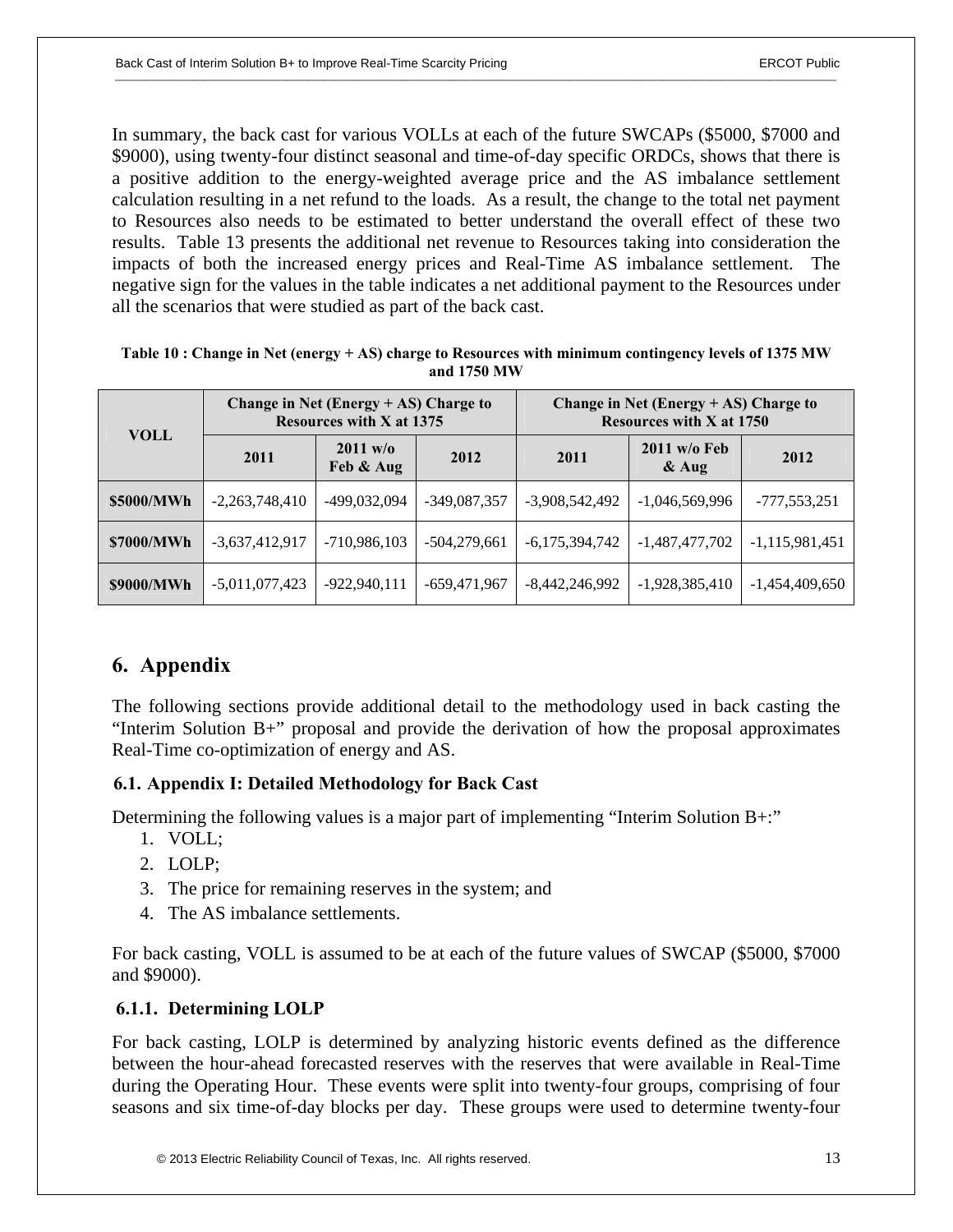In summary, the back cast for various VOLLs at each of the future SWCAPs ($5000, $7000 and $9000), using twenty-four distinct seasonal and time-of-day specific ORDCs, shows that there is a positive addition to the energy-weighted average price and the AS imbalance settlement calculation resulting in a net refund to the loads. As a result, the change to the total net payment to Resources also needs to be estimated to better understand the overall effect of these two results. Table 13 presents the additional net revenue to Resources taking into consideration the impacts of both the increased energy prices and Real-Time AS imbalance settlement. The negative sign for the values in the table indicates a net additional payment to the Resources under all the scenarios that were studied as part of the back cast.

**Table 10 : Change in Net (energy + AS) charge to Resources with minimum contingency levels of 1375 MW and 1750 MW**

| VOLL | Change in Net (Energy + AS) Charge to Resources with X at 1375 | | | Change in Net (Energy + AS) Charge to Resources with X at 1750 | | |
|---|---|---|---|---|---|---|
| | 2011 | 2011 w/o Feb & Aug | 2012 | 2011 | 2011 w/o Feb & Aug | 2012 |
| **$5000/MWh** | -2,263,748,410 | -499,032,094 | -349,087,357 | -3,908,542,492 | -1,046,569,996 | -777,553,251 |
| **$7000/MWh** | -3,637,412,917 | -710,986,103 | -504,279,661 | -6,175,394,742 | -1,487,477,702 | -1,115,981,451 |
| **$9000/MWh** | -5,011,077,423 | -922,940,111 | -659,471,967 | -8,442,246,992 | -1,928,385,410 | -1,454,409,650 |

## 6. Appendix

The following sections provide additional detail to the methodology used in back casting the "Interim Solution B+" proposal and provide the derivation of how the proposal approximates Real-Time co-optimization of energy and AS.

### 6.1. Appendix I: Detailed Methodology for Back Cast

Determining the following values is a major part of implementing "Interim Solution B+:"

1. VOLL;
2. LOLP;
3. The price for remaining reserves in the system; and
4. The AS imbalance settlements.

For back casting, VOLL is assumed to be at each of the future values of SWCAP ($5000, $7000 and $9000).

#### 6.1.1. Determining LOLP

For back casting, LOLP is determined by analyzing historic events defined as the difference between the hour-ahead forecasted reserves with the reserves that were available in Real-Time during the Operating Hour. These events were split into twenty-four groups, comprising of four seasons and six time-of-day blocks per day. These groups were used to determine twenty-four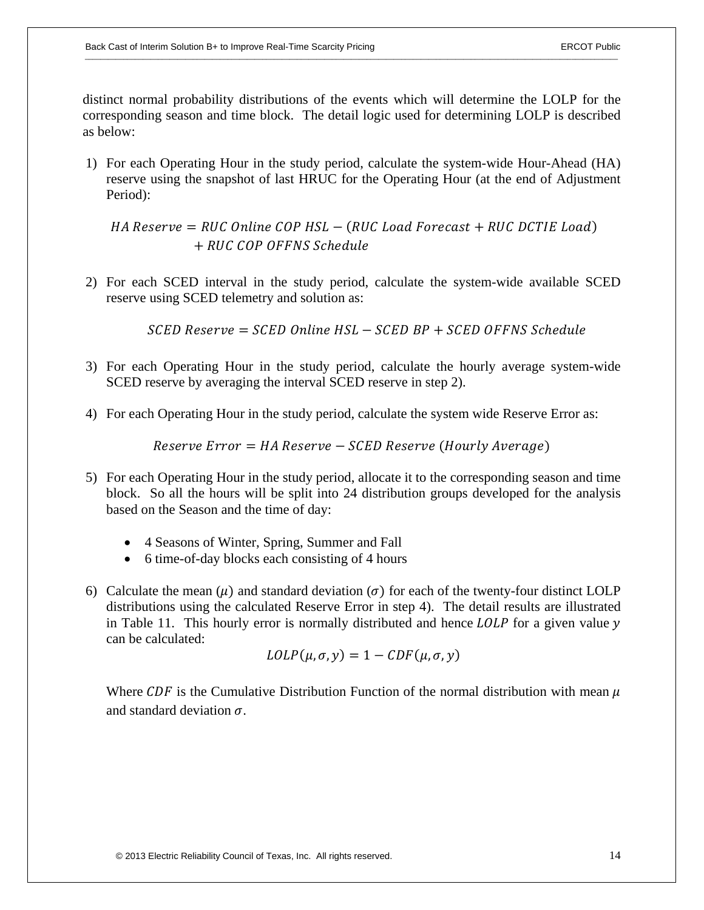distinct normal probability distributions of the events which will determine the LOLP for the corresponding season and time block. The detail logic used for determining LOLP is described as below:

1) For each Operating Hour in the study period, calculate the system-wide Hour-Ahead (HA) reserve using the snapshot of last HRUC for the Operating Hour (at the end of Adjustment Period):

$$HA\ Reserve = RUC\ Online\ COP\ HSL - (RUC\ Load\ Forecast + RUC\ DCTIE\ Load) + RUC\ COP\ OFFNS\ Schedule$$

2) For each SCED interval in the study period, calculate the system-wide available SCED reserve using SCED telemetry and solution as:

$$SCED\ Reserve = SCED\ Online\ HSL - SCED\ BP + SCED\ OFFNS\ Schedule$$

3) For each Operating Hour in the study period, calculate the hourly average system-wide SCED reserve by averaging the interval SCED reserve in step 2).

4) For each Operating Hour in the study period, calculate the system wide Reserve Error as:

$$Reserve\ Error = HA\ Reserve - SCED\ Reserve\ (Hourly\ Average)$$

5) For each Operating Hour in the study period, allocate it to the corresponding season and time block. So all the hours will be split into 24 distribution groups developed for the analysis based on the Season and the time of day:

   - 4 Seasons of Winter, Spring, Summer and Fall
   - 6 time-of-day blocks each consisting of 4 hours

6) Calculate the mean ($\mu$) and standard deviation ($\sigma$) for each of the twenty-four distinct LOLP distributions using the calculated Reserve Error in step 4). The detail results are illustrated in Table 11. This hourly error is normally distributed and hence $LOLP$ for a given value $y$ can be calculated:

$$LOLP(\mu, \sigma, y) = 1 - CDF(\mu, \sigma, y)$$

   Where $CDF$ is the Cumulative Distribution Function of the normal distribution with mean $\mu$ and standard deviation $\sigma$.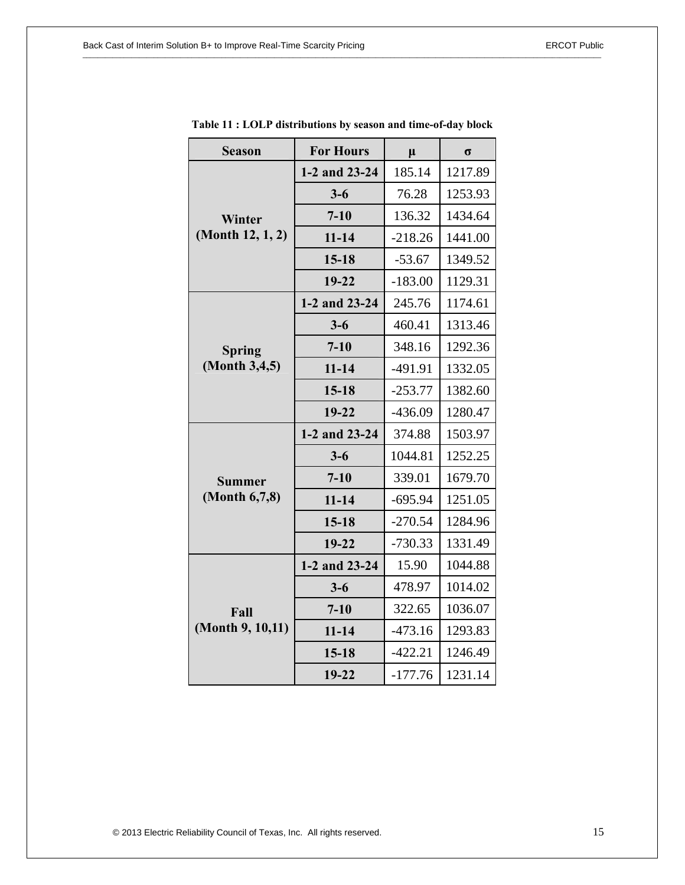**Table 11 : LOLP distributions by season and time-of-day block**

| Season | For Hours | μ | σ |
|---|---|---|---|
| Winter (Month 12, 1, 2) | 1-2 and 23-24 | 185.14 | 1217.89 |
| | 3-6 | 76.28 | 1253.93 |
| | 7-10 | 136.32 | 1434.64 |
| | 11-14 | -218.26 | 1441.00 |
| | 15-18 | -53.67 | 1349.52 |
| | 19-22 | -183.00 | 1129.31 |
| Spring (Month 3,4,5) | 1-2 and 23-24 | 245.76 | 1174.61 |
| | 3-6 | 460.41 | 1313.46 |
| | 7-10 | 348.16 | 1292.36 |
| | 11-14 | -491.91 | 1332.05 |
| | 15-18 | -253.77 | 1382.60 |
| | 19-22 | -436.09 | 1280.47 |
| Summer (Month 6,7,8) | 1-2 and 23-24 | 374.88 | 1503.97 |
| | 3-6 | 1044.81 | 1252.25 |
| | 7-10 | 339.01 | 1679.70 |
| | 11-14 | -695.94 | 1251.05 |
| | 15-18 | -270.54 | 1284.96 |
| | 19-22 | -730.33 | 1331.49 |
| Fall (Month 9, 10,11) | 1-2 and 23-24 | 15.90 | 1044.88 |
| | 3-6 | 478.97 | 1014.02 |
| | 7-10 | 322.65 | 1036.07 |
| | 11-14 | -473.16 | 1293.83 |
| | 15-18 | -422.21 | 1246.49 |
| | 19-22 | -177.76 | 1231.14 |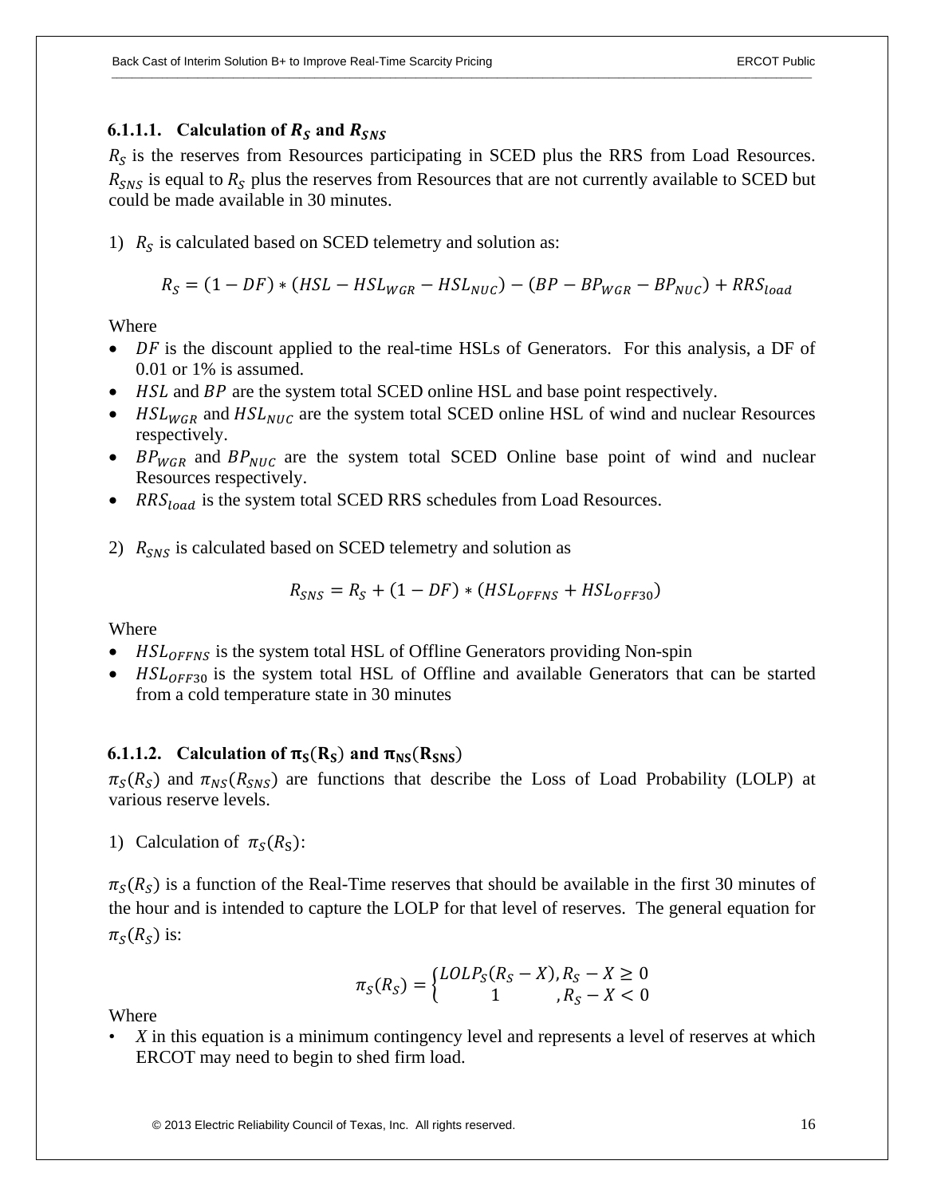#### 6.1.1.1. Calculation of $R_S$ and $R_{SNS}$

$R_S$ is the reserves from Resources participating in SCED plus the RRS from Load Resources. $R_{SNS}$ is equal to $R_S$ plus the reserves from Resources that are not currently available to SCED but could be made available in 30 minutes.

1) $R_S$ is calculated based on SCED telemetry and solution as:

$$R_S = (1 - DF) * (HSL - HSL_{WGR} - HSL_{NUC}) - (BP - BP_{WGR} - BP_{NUC}) + RRS_{load}$$

Where

- $DF$ is the discount applied to the real-time HSLs of Generators. For this analysis, a DF of 0.01 or 1% is assumed.
- $HSL$ and $BP$ are the system total SCED online HSL and base point respectively.
- $HSL_{WGR}$ and $HSL_{NUC}$ are the system total SCED online HSL of wind and nuclear Resources respectively.
- $BP_{WGR}$ and $BP_{NUC}$ are the system total SCED Online base point of wind and nuclear Resources respectively.
- $RRS_{load}$ is the system total SCED RRS schedules from Load Resources.

2) $R_{SNS}$ is calculated based on SCED telemetry and solution as

$$R_{SNS} = R_S + (1 - DF) * (HSL_{OFFNS} + HSL_{OFF30})$$

Where

- $HSL_{OFFNS}$ is the system total HSL of Offline Generators providing Non-spin
- $HSL_{OFF30}$ is the system total HSL of Offline and available Generators that can be started from a cold temperature state in 30 minutes

#### 6.1.1.2. Calculation of $\pi_S(R_S)$ and $\pi_{NS}(R_{SNS})$

$\pi_S(R_S)$ and $\pi_{NS}(R_{SNS})$ are functions that describe the Loss of Load Probability (LOLP) at various reserve levels.

1) Calculation of $\pi_S(R_S)$:

$\pi_S(R_S)$ is a function of the Real-Time reserves that should be available in the first 30 minutes of the hour and is intended to capture the LOLP for that level of reserves. The general equation for $\pi_S(R_S)$ is:

$$\pi_S(R_S) = \begin{cases} LOLP_S(R_S - X), & R_S - X \geq 0 \\ 1, & R_S - X < 0 \end{cases}$$

Where

- $X$ in this equation is a minimum contingency level and represents a level of reserves at which ERCOT may need to begin to shed firm load.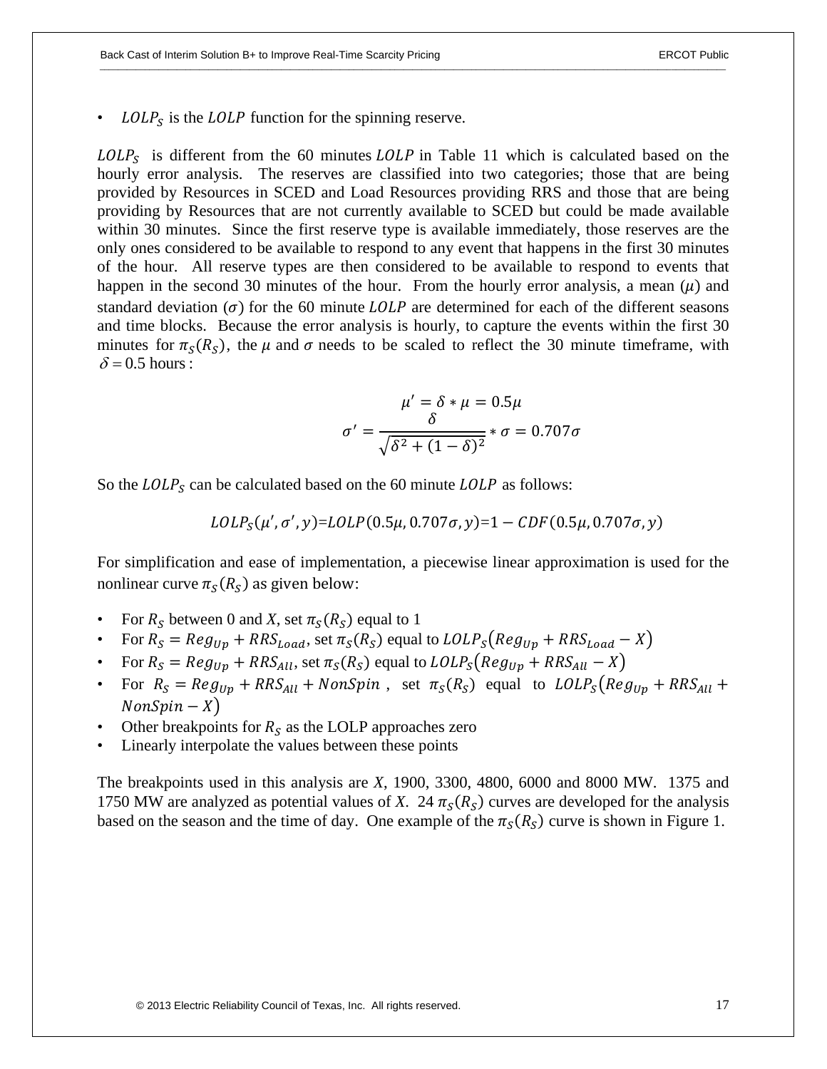- $LOLP_S$ is the $LOLP$ function for the spinning reserve.

$LOLP_S$ is different from the 60 minutes $LOLP$ in Table 11 which is calculated based on the hourly error analysis. The reserves are classified into two categories; those that are being provided by Resources in SCED and Load Resources providing RRS and those that are being providing by Resources that are not currently available to SCED but could be made available within 30 minutes. Since the first reserve type is available immediately, those reserves are the only ones considered to be available to respond to any event that happens in the first 30 minutes of the hour. All reserve types are then considered to be available to respond to events that happen in the second 30 minutes of the hour. From the hourly error analysis, a mean ($\mu$) and standard deviation ($\sigma$) for the 60 minute $LOLP$ are determined for each of the different seasons and time blocks. Because the error analysis is hourly, to capture the events within the first 30 minutes for $\pi_S(R_S)$, the $\mu$ and $\sigma$ needs to be scaled to reflect the 30 minute timeframe, with $\delta = 0.5$ hours :

$$\mu' = \delta * \mu = 0.5\mu$$

$$\sigma' = \frac{\delta}{\sqrt{\delta^2 + (1-\delta)^2}} * \sigma = 0.707\sigma$$

So the $LOLP_S$ can be calculated based on the 60 minute $LOLP$ as follows:

$$LOLP_S(\mu', \sigma', y) = LOLP(0.5\mu, 0.707\sigma, y) = 1 - CDF(0.5\mu, 0.707\sigma, y)$$

For simplification and ease of implementation, a piecewise linear approximation is used for the nonlinear curve $\pi_S(R_S)$ as given below:

- For $R_S$ between 0 and $X$, set $\pi_S(R_S)$ equal to 1
- For $R_S = Reg_{Up} + RRS_{Load}$, set $\pi_S(R_S)$ equal to $LOLP_S(Reg_{Up} + RRS_{Load} - X)$
- For $R_S = Reg_{Up} + RRS_{All}$, set $\pi_S(R_S)$ equal to $LOLP_S(Reg_{Up} + RRS_{All} - X)$
- For $R_S = Reg_{Up} + RRS_{All} + NonSpin$, set $\pi_S(R_S)$ equal to $LOLP_S(Reg_{Up} + RRS_{All} + NonSpin - X)$
- Other breakpoints for $R_S$ as the LOLP approaches zero
- Linearly interpolate the values between these points

The breakpoints used in this analysis are $X$, 1900, 3300, 4800, 6000 and 8000 MW. 1375 and 1750 MW are analyzed as potential values of $X$. 24 $\pi_S(R_S)$ curves are developed for the analysis based on the season and the time of day. One example of the $\pi_S(R_S)$ curve is shown in Figure 1.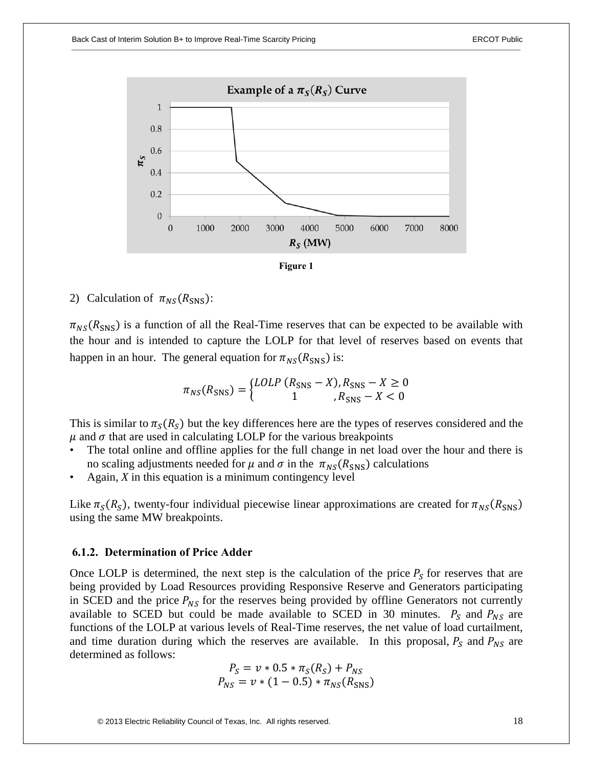Figure 1

2) Calculation of $\pi_{NS}(R_{\text{SNS}})$:

$\pi_{NS}(R_{\text{SNS}})$ is a function of all the Real-Time reserves that can be expected to be available with the hour and is intended to capture the LOLP for that level of reserves based on events that happen in an hour. The general equation for $\pi_{NS}(R_{\text{SNS}})$ is:

$$\pi_{NS}(R_{\text{SNS}}) = \begin{cases} LOLP\ (R_{\text{SNS}} - X), R_{\text{SNS}} - X \geq 0 \\ \quad\quad 1 \quad\quad\quad , R_{\text{SNS}} - X < 0 \end{cases}$$

This is similar to $\pi_S(R_S)$ but the key differences here are the types of reserves considered and the $\mu$ and $\sigma$ that are used in calculating LOLP for the various breakpoints

- The total online and offline applies for the full change in net load over the hour and there is no scaling adjustments needed for $\mu$ and $\sigma$ in the $\pi_{NS}(R_{\text{SNS}})$ calculations
- Again, *X* in this equation is a minimum contingency level

Like $\pi_S(R_S)$, twenty-four individual piecewise linear approximations are created for $\pi_{NS}(R_{\text{SNS}})$ using the same MW breakpoints.

### 6.1.2. Determination of Price Adder

Once LOLP is determined, the next step is the calculation of the price $P_S$ for reserves that are being provided by Load Resources providing Responsive Reserve and Generators participating in SCED and the price $P_{NS}$ for the reserves being provided by offline Generators not currently available to SCED but could be made available to SCED in 30 minutes. $P_S$ and $P_{NS}$ are functions of the LOLP at various levels of Real-Time reserves, the net value of load curtailment, and time duration during which the reserves are available. In this proposal, $P_S$ and $P_{NS}$ are determined as follows:

$$P_S = v * 0.5 * \pi_S(R_S) + P_{NS}$$
$$P_{NS} = v * (1 - 0.5) * \pi_{NS}(R_{\text{SNS}})$$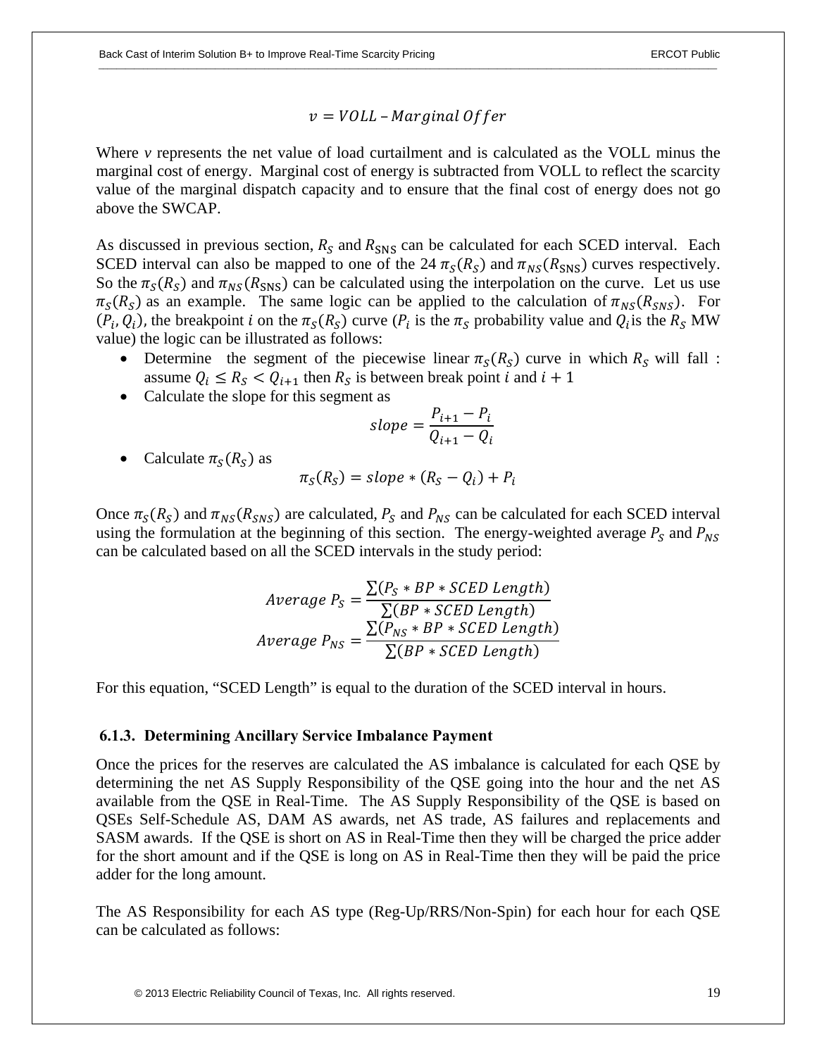$$v = VOLL - Marginal\ Offer$$

Where $v$ represents the net value of load curtailment and is calculated as the VOLL minus the marginal cost of energy. Marginal cost of energy is subtracted from VOLL to reflect the scarcity value of the marginal dispatch capacity and to ensure that the final cost of energy does not go above the SWCAP.

As discussed in previous section, $R_S$ and $R_{\text{SNS}}$ can be calculated for each SCED interval. Each SCED interval can also be mapped to one of the 24 $\pi_S(R_S)$ and $\pi_{NS}(R_{\text{SNS}})$ curves respectively. So the $\pi_S(R_S)$ and $\pi_{NS}(R_{\text{SNS}})$ can be calculated using the interpolation on the curve. Let us use $\pi_S(R_S)$ as an example. The same logic can be applied to the calculation of $\pi_{NS}(R_{SNS})$. For $(P_i, Q_i)$, the breakpoint $i$ on the $\pi_S(R_S)$ curve ($P_i$ is the $\pi_S$ probability value and $Q_i$ is the $R_S$ MW value) the logic can be illustrated as follows:

- Determine the segment of the piecewise linear $\pi_S(R_S)$ curve in which $R_S$ will fall : assume $Q_i \leq R_S < Q_{i+1}$ then $R_S$ is between break point $i$ and $i+1$
- Calculate the slope for this segment as

$$slope = \frac{P_{i+1} - P_i}{Q_{i+1} - Q_i}$$

- Calculate $\pi_S(R_S)$ as

$$\pi_S(R_S) = slope * (R_S - Q_i) + P_i$$

Once $\pi_S(R_S)$ and $\pi_{NS}(R_{SNS})$ are calculated, $P_S$ and $P_{NS}$ can be calculated for each SCED interval using the formulation at the beginning of this section. The energy-weighted average $P_S$ and $P_{NS}$ can be calculated based on all the SCED intervals in the study period:

$$Average\ P_S = \frac{\sum(P_S * BP * SCED\ Length)}{\sum(BP * SCED\ Length)}$$

$$Average\ P_{NS} = \frac{\sum(P_{NS} * BP * SCED\ Length)}{\sum(BP * SCED\ Length)}$$

For this equation, "SCED Length" is equal to the duration of the SCED interval in hours.

### 6.1.3. Determining Ancillary Service Imbalance Payment

Once the prices for the reserves are calculated the AS imbalance is calculated for each QSE by determining the net AS Supply Responsibility of the QSE going into the hour and the net AS available from the QSE in Real-Time. The AS Supply Responsibility of the QSE is based on QSEs Self-Schedule AS, DAM AS awards, net AS trade, AS failures and replacements and SASM awards. If the QSE is short on AS in Real-Time then they will be charged the price adder for the short amount and if the QSE is long on AS in Real-Time then they will be paid the price adder for the long amount.

The AS Responsibility for each AS type (Reg-Up/RRS/Non-Spin) for each hour for each QSE can be calculated as follows: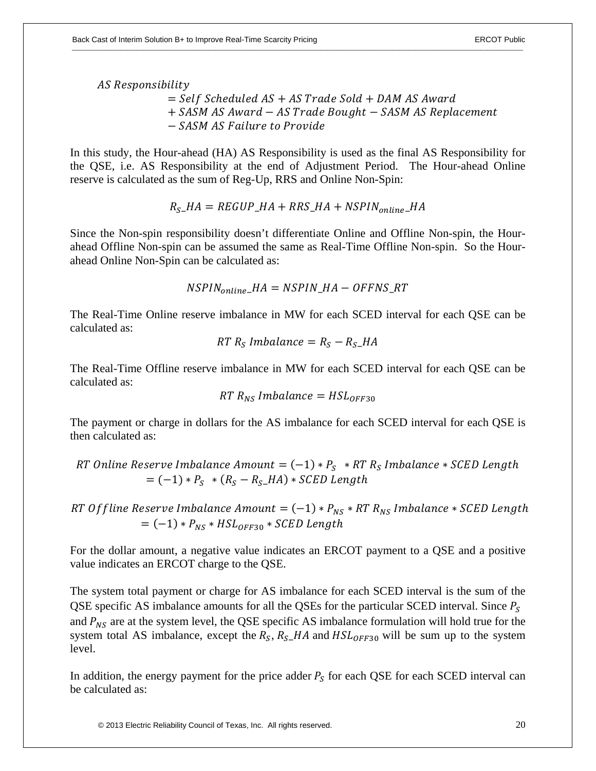$$AS\ Responsibility = Self\ Scheduled\ AS + AS\ Trade\ Sold + DAM\ AS\ Award + SASM\ AS\ Award - AS\ Trade\ Bought - SASM\ AS\ Replacement - SASM\ AS\ Failure\ to\ Provide$$

In this study, the Hour-ahead (HA) AS Responsibility is used as the final AS Responsibility for the QSE, i.e. AS Responsibility at the end of Adjustment Period. The Hour-ahead Online reserve is calculated as the sum of Reg-Up, RRS and Online Non-Spin:

$$R_S\_HA = REGUP\_HA + RRS\_HA + NSPIN_{online}\_HA$$

Since the Non-spin responsibility doesn't differentiate Online and Offline Non-spin, the Hour-ahead Offline Non-spin can be assumed the same as Real-Time Offline Non-spin. So the Hour-ahead Online Non-Spin can be calculated as:

$$NSPIN_{online}\_HA = NSPIN\_HA - OFFNS\_RT$$

The Real-Time Online reserve imbalance in MW for each SCED interval for each QSE can be calculated as:

$$RT\ R_S\ Imbalance = R_S - R_S\_HA$$

The Real-Time Offline reserve imbalance in MW for each SCED interval for each QSE can be calculated as:

$$RT\ R_{NS}\ Imbalance = HSL_{OFF30}$$

The payment or charge in dollars for the AS imbalance for each SCED interval for each QSE is then calculated as:

$$RT\ Online\ Reserve\ Imbalance\ Amount = (-1) * P_S * RT\ R_S\ Imbalance * SCED\ Length = (-1) * P_S * (R_S - R_S\_HA) * SCED\ Length$$

$$RT\ Offline\ Reserve\ Imbalance\ Amount = (-1) * P_{NS} * RT\ R_{NS}\ Imbalance * SCED\ Length = (-1) * P_{NS} * HSL_{OFF30} * SCED\ Length$$

For the dollar amount, a negative value indicates an ERCOT payment to a QSE and a positive value indicates an ERCOT charge to the QSE.

The system total payment or charge for AS imbalance for each SCED interval is the sum of the QSE specific AS imbalance amounts for all the QSEs for the particular SCED interval. Since $P_S$ and $P_{NS}$ are at the system level, the QSE specific AS imbalance formulation will hold true for the system total AS imbalance, except the $R_S$, $R_S\_HA$ and $HSL_{OFF30}$ will be sum up to the system level.

In addition, the energy payment for the price adder $P_S$ for each QSE for each SCED interval can be calculated as: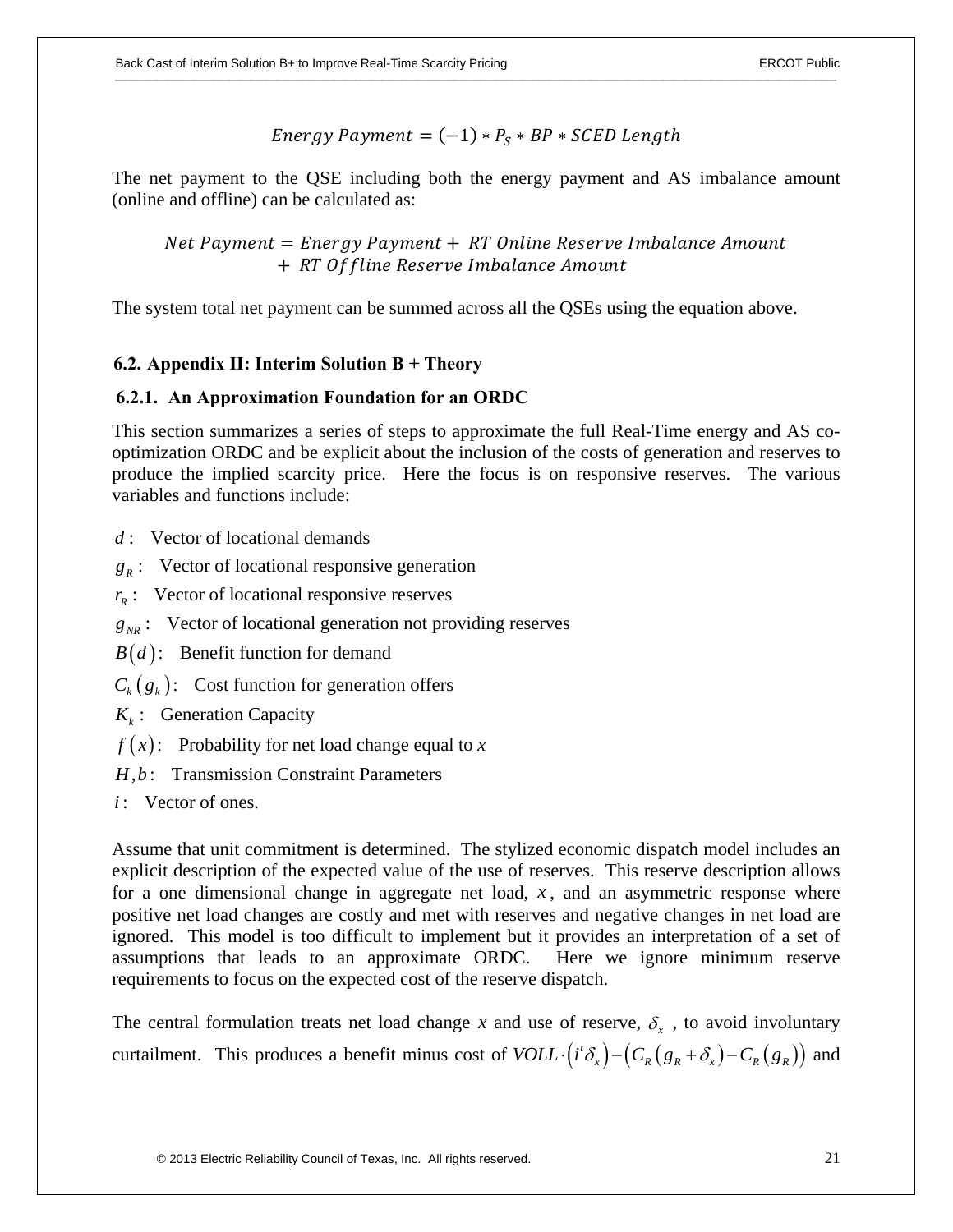$$Energy\ Payment = (-1) * P_S * BP * SCED\ Length$$

The net payment to the QSE including both the energy payment and AS imbalance amount (online and offline) can be calculated as:

$$Net\ Payment = Energy\ Payment + RT\ Online\ Reserve\ Imbalance\ Amount + RT\ Offline\ Reserve\ Imbalance\ Amount$$

The system total net payment can be summed across all the QSEs using the equation above.

## 6.2. Appendix II: Interim Solution B + Theory

### 6.2.1. An Approximation Foundation for an ORDC

This section summarizes a series of steps to approximate the full Real-Time energy and AS co-optimization ORDC and be explicit about the inclusion of the costs of generation and reserves to produce the implied scarcity price. Here the focus is on responsive reserves. The various variables and functions include:

$d$ : Vector of locational demands

$g_R$ : Vector of locational responsive generation

$r_R$ : Vector of locational responsive reserves

$g_{NR}$ : Vector of locational generation not providing reserves

$B(d)$: Benefit function for demand

$C_k(g_k)$: Cost function for generation offers

$K_k$ : Generation Capacity

$f(x)$: Probability for net load change equal to $x$

$H, b$: Transmission Constraint Parameters

$i$ : Vector of ones.

Assume that unit commitment is determined. The stylized economic dispatch model includes an explicit description of the expected value of the use of reserves. This reserve description allows for a one dimensional change in aggregate net load, $x$, and an asymmetric response where positive net load changes are costly and met with reserves and negative changes in net load are ignored. This model is too difficult to implement but it provides an interpretation of a set of assumptions that leads to an approximate ORDC. Here we ignore minimum reserve requirements to focus on the expected cost of the reserve dispatch.

The central formulation treats net load change $x$ and use of reserve, $\delta_x$ , to avoid involuntary curtailment. This produces a benefit minus cost of $VOLL \cdot (i^t \delta_x) - (C_R(g_R + \delta_x) - C_R(g_R))$ and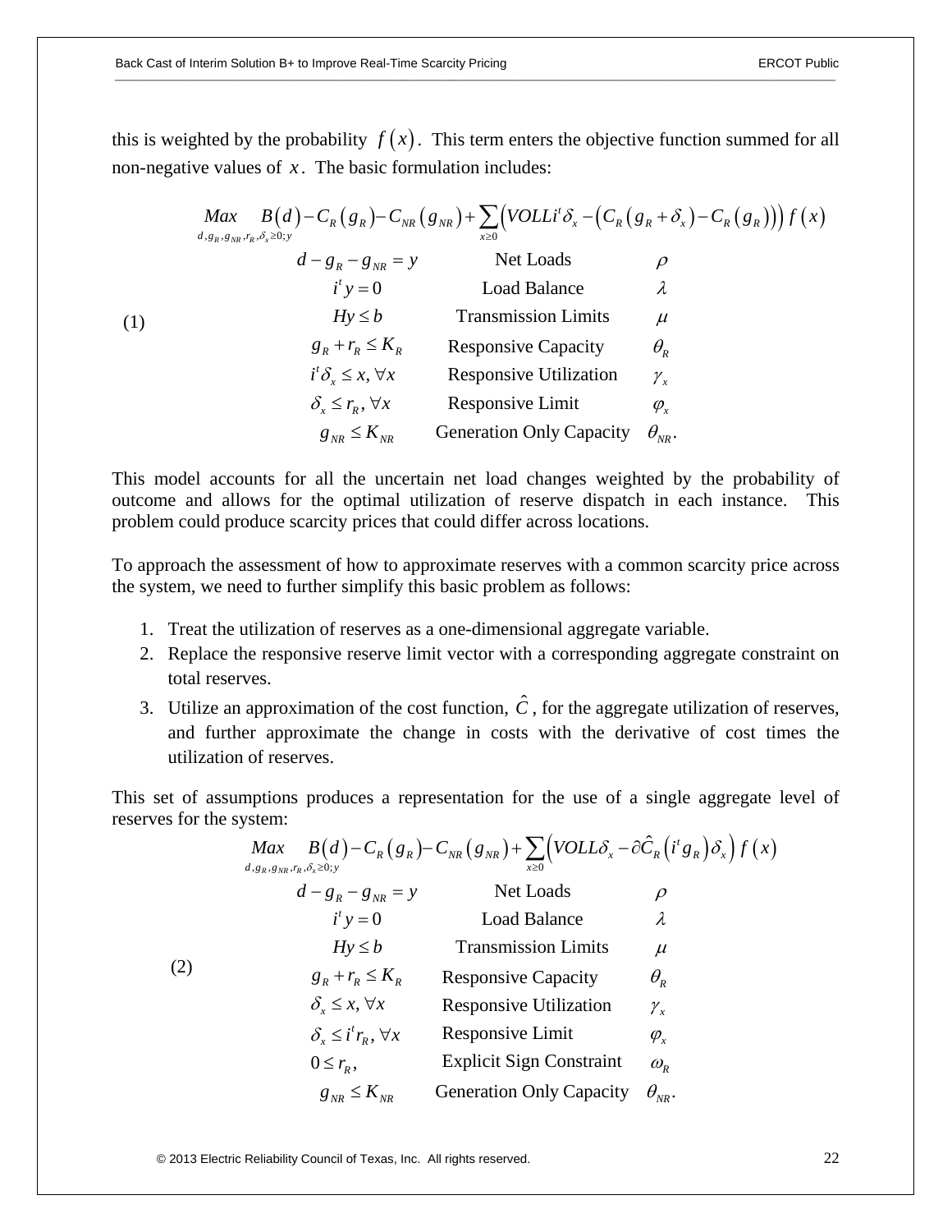this is weighted by the probability $f(x)$. This term enters the objective function summed for all non-negative values of $x$. The basic formulation includes:

$$
(1)\qquad
\begin{array}{lll}
\underset{d,g_R,g_{NR},r_R,\delta_x\geq 0;y}{Max} & B(d)-C_R(g_R)-C_{NR}(g_{NR})+\sum_{x\geq 0}\left(VOLLi^t\delta_x-\left(C_R(g_R+\delta_x)-C_R(g_R)\right)\right)f(x) & \\
d-g_R-g_{NR}=y & \text{Net Loads} & \rho \\
i^t y=0 & \text{Load Balance} & \lambda \\
Hy\leq b & \text{Transmission Limits} & \mu \\
g_R+r_R\leq K_R & \text{Responsive Capacity} & \theta_R \\
i^t\delta_x\leq x,\ \forall x & \text{Responsive Utilization} & \gamma_x \\
\delta_x\leq r_R,\ \forall x & \text{Responsive Limit} & \varphi_x \\
g_{NR}\leq K_{NR} & \text{Generation Only Capacity} & \theta_{NR}.
\end{array}
$$

This model accounts for all the uncertain net load changes weighted by the probability of outcome and allows for the optimal utilization of reserve dispatch in each instance. This problem could produce scarcity prices that could differ across locations.

To approach the assessment of how to approximate reserves with a common scarcity price across the system, we need to further simplify this basic problem as follows:

1. Treat the utilization of reserves as a one-dimensional aggregate variable.
2. Replace the responsive reserve limit vector with a corresponding aggregate constraint on total reserves.
3. Utilize an approximation of the cost function, $\hat{C}$, for the aggregate utilization of reserves, and further approximate the change in costs with the derivative of cost times the utilization of reserves.

This set of assumptions produces a representation for the use of a single aggregate level of reserves for the system:

$$
(2)\qquad
\begin{array}{lll}
\underset{d,g_R,g_{NR},r_R,\delta_x\geq 0;y}{Max} & B(d)-C_R(g_R)-C_{NR}(g_{NR})+\sum_{x\geq 0}\left(VOLL\delta_x-\partial\hat{C}_R\left(i^t g_R\right)\delta_x\right)f(x) & \\
d-g_R-g_{NR}=y & \text{Net Loads} & \rho \\
i^t y=0 & \text{Load Balance} & \lambda \\
Hy\leq b & \text{Transmission Limits} & \mu \\
g_R+r_R\leq K_R & \text{Responsive Capacity} & \theta_R \\
\delta_x\leq x,\ \forall x & \text{Responsive Utilization} & \gamma_x \\
\delta_x\leq i^t r_R,\ \forall x & \text{Responsive Limit} & \varphi_x \\
0\leq r_R, & \text{Explicit Sign Constraint} & \omega_R \\
g_{NR}\leq K_{NR} & \text{Generation Only Capacity} & \theta_{NR}.
\end{array}
$$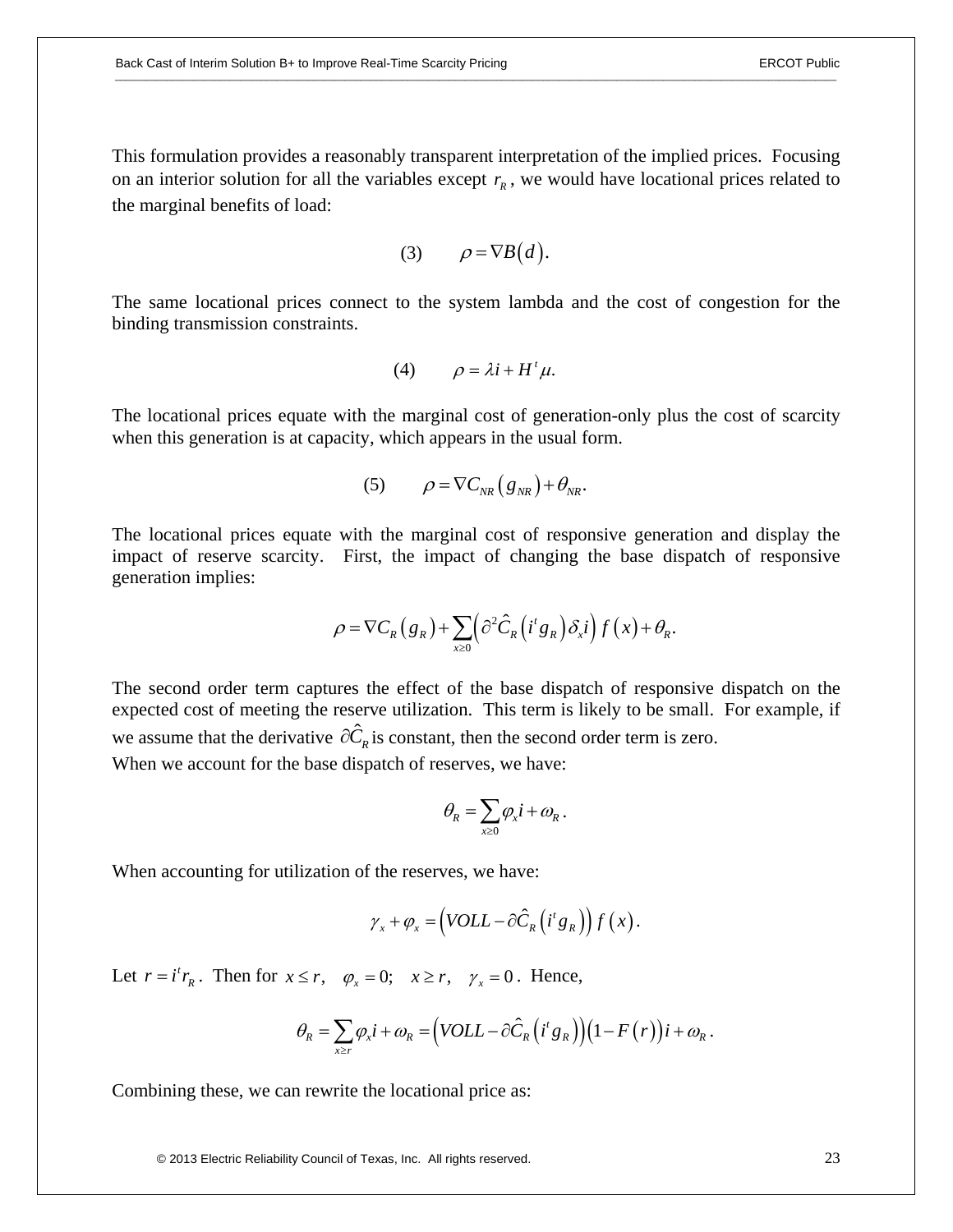This formulation provides a reasonably transparent interpretation of the implied prices. Focusing on an interior solution for all the variables except $r_R$, we would have locational prices related to the marginal benefits of load:

$$(3) \qquad \rho = \nabla B(d).$$

The same locational prices connect to the system lambda and the cost of congestion for the binding transmission constraints.

$$(4) \qquad \rho = \lambda i + H^t \mu.$$

The locational prices equate with the marginal cost of generation-only plus the cost of scarcity when this generation is at capacity, which appears in the usual form.

$$(5) \qquad \rho = \nabla C_{NR}\left(g_{NR}\right) + \theta_{NR}.$$

The locational prices equate with the marginal cost of responsive generation and display the impact of reserve scarcity. First, the impact of changing the base dispatch of responsive generation implies:

$$\rho = \nabla C_R\left(g_R\right) + \sum_{x \geq 0}\left(\partial^2 \hat{C}_R\left(i^t g_R\right)\delta_x i\right) f\left(x\right) + \theta_R.$$

The second order term captures the effect of the base dispatch of responsive dispatch on the expected cost of meeting the reserve utilization. This term is likely to be small. For example, if we assume that the derivative $\partial \hat{C}_R$ is constant, then the second order term is zero.

When we account for the base dispatch of reserves, we have:

$$\theta_R = \sum_{x \geq 0} \varphi_x i + \omega_R .$$

When accounting for utilization of the reserves, we have:

$$\gamma_x + \varphi_x = \left(VOLL - \partial \hat{C}_R\left(i^t g_R\right)\right) f\left(x\right).$$

Let $r = i^t r_R$. Then for $x \leq r, \quad \varphi_x = 0; \quad x \geq r, \quad \gamma_x = 0$. Hence,

$$\theta_R = \sum_{x \geq r} \varphi_x i + \omega_R = \left(VOLL - \partial \hat{C}_R\left(i^t g_R\right)\right)\left(1 - F\left(r\right)\right) i + \omega_R .$$

Combining these, we can rewrite the locational price as: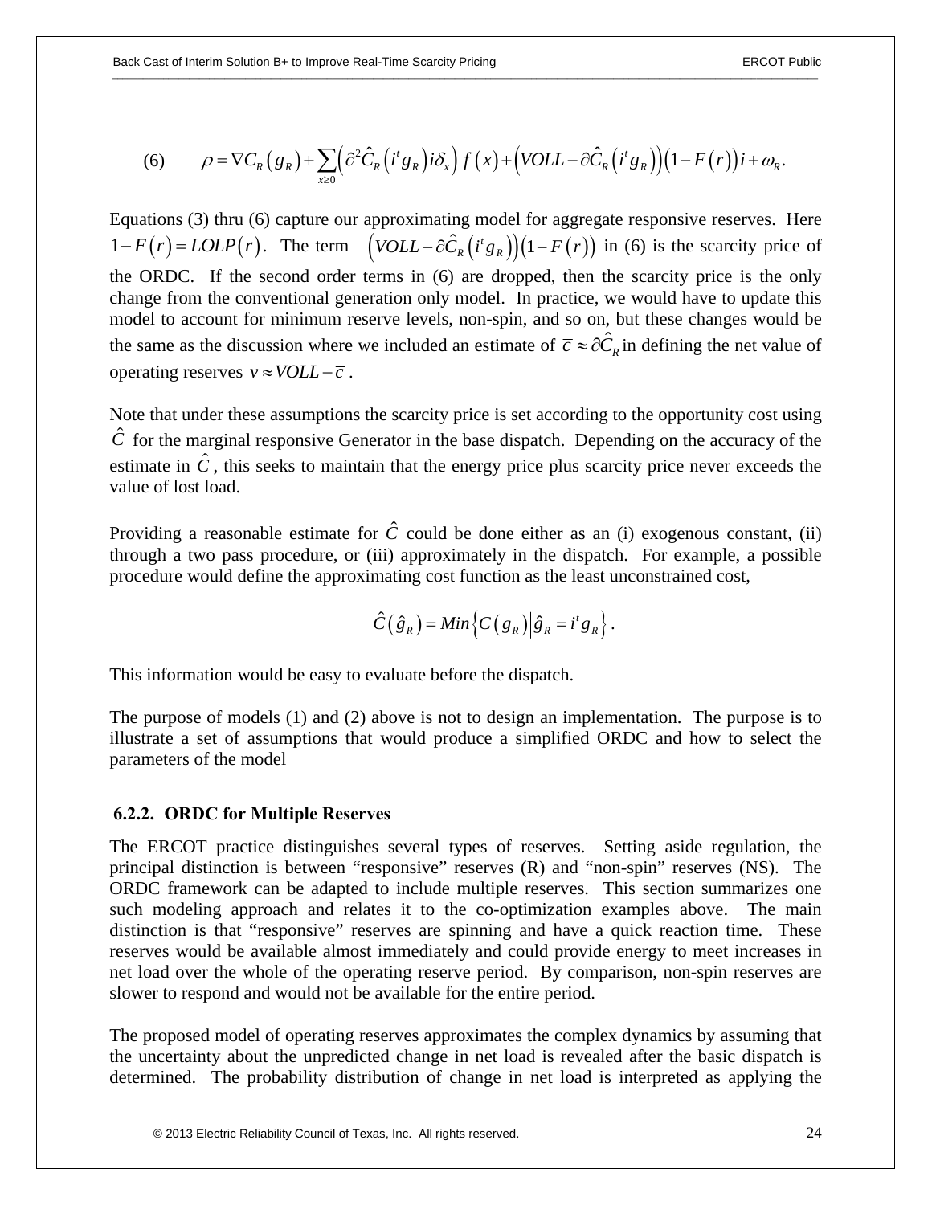$$(6) \qquad \rho = \nabla C_R\left(g_R\right) + \sum_{x \geq 0}\left(\partial^2 \hat{C}_R\left(i^t g_R\right) i \delta_x\right) f\left(x\right) + \left(VOLL - \partial \hat{C}_R\left(i^t g_R\right)\right)\left(1 - F\left(r\right)\right) i + \omega_R.$$

Equations (3) thru (6) capture our approximating model for aggregate responsive reserves. Here $1 - F\left(r\right) = LOLP\left(r\right)$. The term $\left(VOLL - \partial \hat{C}_R\left(i^t g_R\right)\right)\left(1 - F\left(r\right)\right)$ in (6) is the scarcity price of the ORDC. If the second order terms in (6) are dropped, then the scarcity price is the only change from the conventional generation only model. In practice, we would have to update this model to account for minimum reserve levels, non-spin, and so on, but these changes would be the same as the discussion where we included an estimate of $\bar{c} \approx \partial \hat{C}_R$ in defining the net value of operating reserves $v \approx VOLL - \bar{c}$.

Note that under these assumptions the scarcity price is set according to the opportunity cost using $\hat{C}$ for the marginal responsive Generator in the base dispatch. Depending on the accuracy of the estimate in $\hat{C}$, this seeks to maintain that the energy price plus scarcity price never exceeds the value of lost load.

Providing a reasonable estimate for $\hat{C}$ could be done either as an (i) exogenous constant, (ii) through a two pass procedure, or (iii) approximately in the dispatch. For example, a possible procedure would define the approximating cost function as the least unconstrained cost,

$$\hat{C}\left(\hat{g}_R\right) = Min\left\{C\left(g_R\right) \middle| \hat{g}_R = i^t g_R\right\}.$$

This information would be easy to evaluate before the dispatch.

The purpose of models (1) and (2) above is not to design an implementation. The purpose is to illustrate a set of assumptions that would produce a simplified ORDC and how to select the parameters of the model

### 6.2.2. ORDC for Multiple Reserves

The ERCOT practice distinguishes several types of reserves. Setting aside regulation, the principal distinction is between "responsive" reserves (R) and "non-spin" reserves (NS). The ORDC framework can be adapted to include multiple reserves. This section summarizes one such modeling approach and relates it to the co-optimization examples above. The main distinction is that "responsive" reserves are spinning and have a quick reaction time. These reserves would be available almost immediately and could provide energy to meet increases in net load over the whole of the operating reserve period. By comparison, non-spin reserves are slower to respond and would not be available for the entire period.

The proposed model of operating reserves approximates the complex dynamics by assuming that the uncertainty about the unpredicted change in net load is revealed after the basic dispatch is determined. The probability distribution of change in net load is interpreted as applying the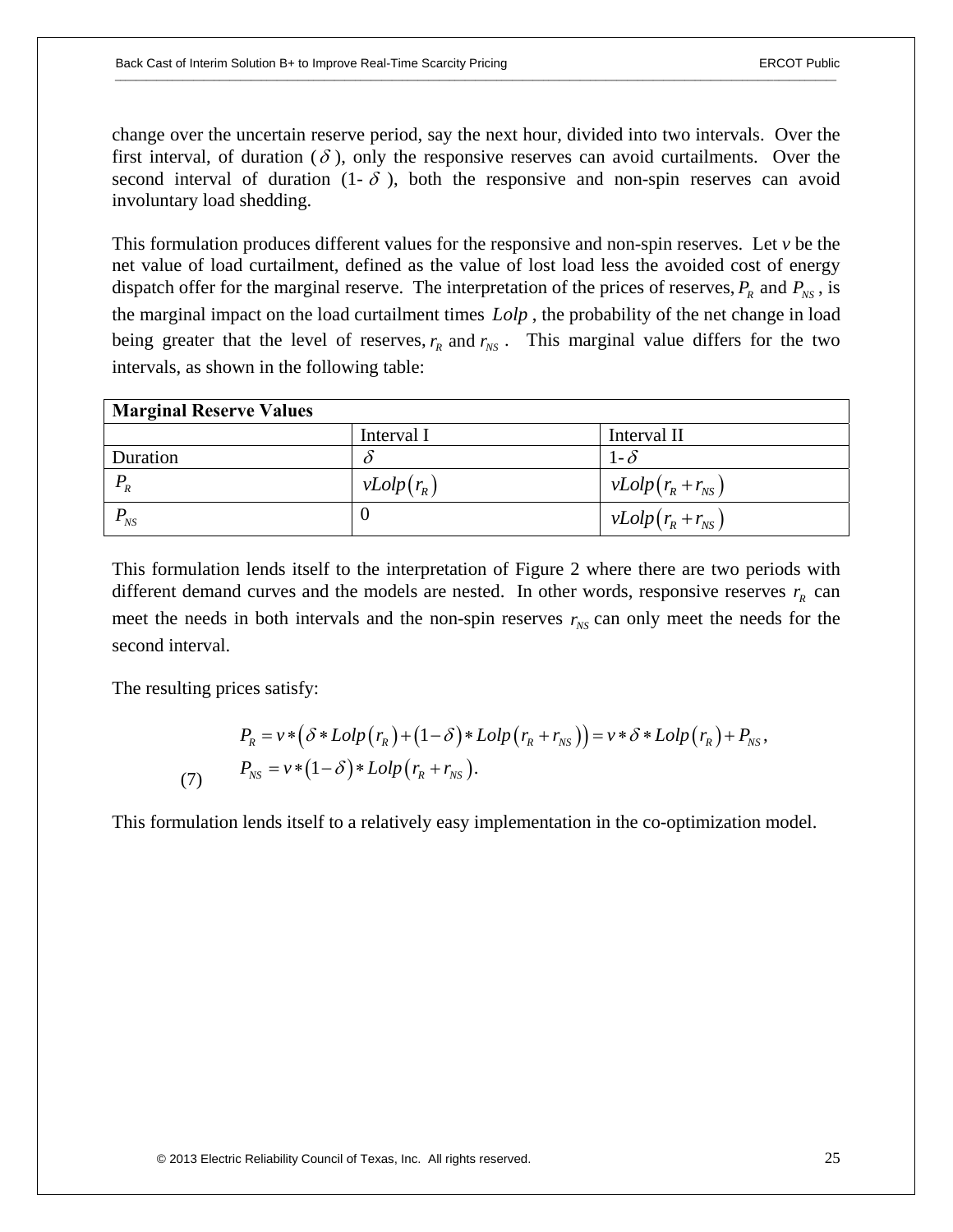change over the uncertain reserve period, say the next hour, divided into two intervals. Over the first interval, of duration ($\delta$), only the responsive reserves can avoid curtailments. Over the second interval of duration (1- $\delta$), both the responsive and non-spin reserves can avoid involuntary load shedding.

This formulation produces different values for the responsive and non-spin reserves. Let $v$ be the net value of load curtailment, defined as the value of lost load less the avoided cost of energy dispatch offer for the marginal reserve. The interpretation of the prices of reserves, $P_R$ and $P_{NS}$, is the marginal impact on the load curtailment times $Lolp$, the probability of the net change in load being greater that the level of reserves, $r_R$ and $r_{NS}$. This marginal value differs for the two intervals, as shown in the following table:

| **Marginal Reserve Values** | | |
|---|---|---|
| | Interval I | Interval II |
| Duration | $\delta$ | 1- $\delta$ |
| $P_R$ | $vLolp(r_R)$ | $vLolp(r_R + r_{NS})$ |
| $P_{NS}$ | 0 | $vLolp(r_R + r_{NS})$ |

This formulation lends itself to the interpretation of Figure 2 where there are two periods with different demand curves and the models are nested. In other words, responsive reserves $r_R$ can meet the needs in both intervals and the non-spin reserves $r_{NS}$ can only meet the needs for the second interval.

The resulting prices satisfy:

$$P_R = v * \left(\delta * Lolp\left(r_R\right) + \left(1-\delta\right) * Lolp\left(r_R + r_{NS}\right)\right) = v * \delta * Lolp\left(r_R\right) + P_{NS},$$

$$P_{NS} = v * \left(1-\delta\right) * Lolp\left(r_R + r_{NS}\right). \tag{7}$$

This formulation lends itself to a relatively easy implementation in the co-optimization model.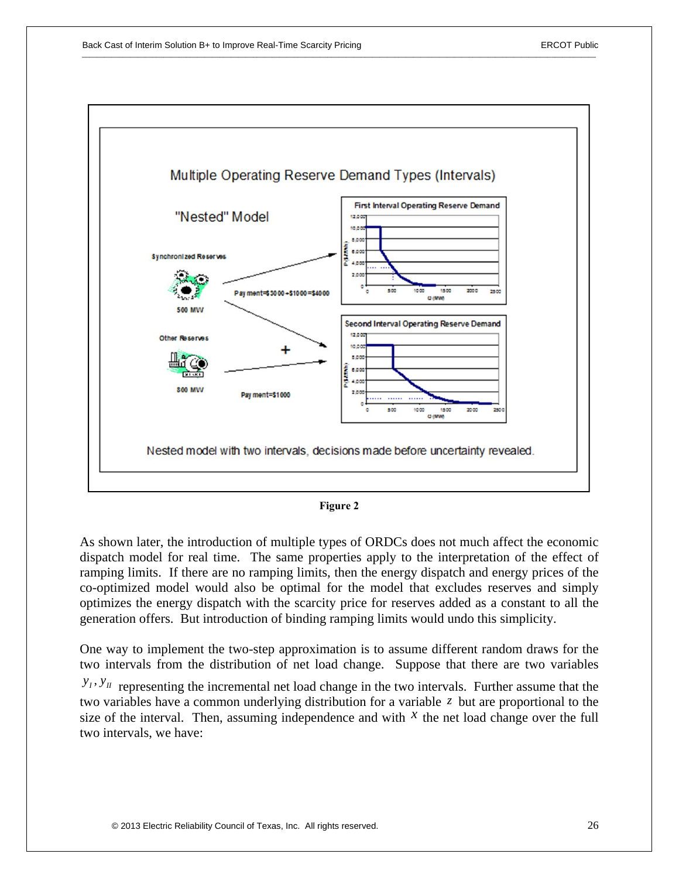**Figure 2**

As shown later, the introduction of multiple types of ORDCs does not much affect the economic dispatch model for real time. The same properties apply to the interpretation of the effect of ramping limits. If there are no ramping limits, then the energy dispatch and energy prices of the co-optimized model would also be optimal for the model that excludes reserves and simply optimizes the energy dispatch with the scarcity price for reserves added as a constant to all the generation offers. But introduction of binding ramping limits would undo this simplicity.

One way to implement the two-step approximation is to assume different random draws for the two intervals from the distribution of net load change. Suppose that there are two variables $y_I, y_{II}$ representing the incremental net load change in the two intervals. Further assume that the two variables have a common underlying distribution for a variable $z$ but are proportional to the size of the interval. Then, assuming independence and with $x$ the net load change over the full two intervals, we have: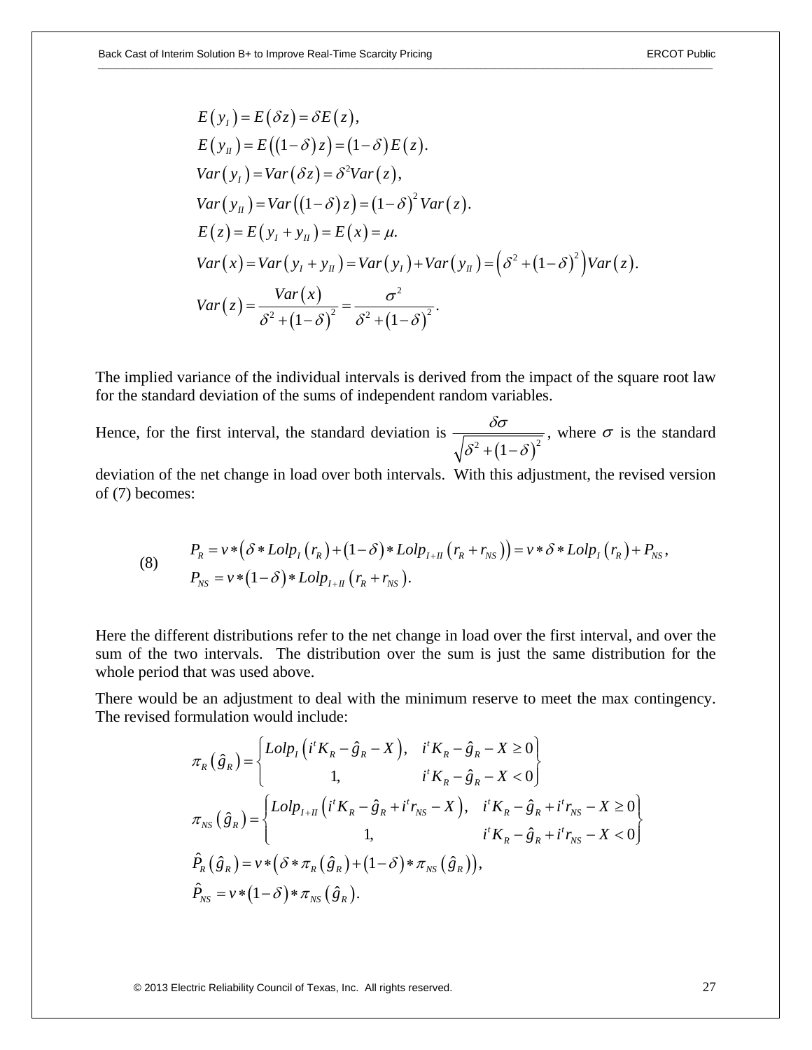$$
\begin{aligned}
&E\left(y_I\right)=E\left(\delta z\right)=\delta E\left(z\right),\\
&E\left(y_{II}\right)=E\left(\left(1-\delta\right)z\right)=\left(1-\delta\right)E\left(z\right).\\
&Var\left(y_I\right)=Var\left(\delta z\right)=\delta^2 Var\left(z\right),\\
&Var\left(y_{II}\right)=Var\left(\left(1-\delta\right)z\right)=\left(1-\delta\right)^2 Var\left(z\right).\\
&E\left(z\right)=E\left(y_I+y_{II}\right)=E\left(x\right)=\mu.\\
&Var\left(x\right)=Var\left(y_I+y_{II}\right)=Var\left(y_I\right)+Var\left(y_{II}\right)=\left(\delta^2+\left(1-\delta\right)^2\right)Var\left(z\right).\\
&Var\left(z\right)=\frac{Var\left(x\right)}{\delta^2+\left(1-\delta\right)^2}=\frac{\sigma^2}{\delta^2+\left(1-\delta\right)^2}.
\end{aligned}
$$

The implied variance of the individual intervals is derived from the impact of the square root law for the standard deviation of the sums of independent random variables.

Hence, for the first interval, the standard deviation is $\frac{\delta\sigma}{\sqrt{\delta^2+\left(1-\delta\right)^2}}$, where $\sigma$ is the standard deviation of the net change in load over both intervals. With this adjustment, the revised version of (7) becomes:

$$
\begin{aligned}
&P_R=v*\left(\delta*Lolp_I\left(r_R\right)+\left(1-\delta\right)*Lolp_{I+II}\left(r_R+r_{NS}\right)\right)=v*\delta*Lolp_I\left(r_R\right)+P_{NS},\\
&P_{NS}=v*\left(1-\delta\right)*Lolp_{I+II}\left(r_R+r_{NS}\right).
\end{aligned}
\tag{8}
$$

Here the different distributions refer to the net change in load over the first interval, and over the sum of the two intervals. The distribution over the sum is just the same distribution for the whole period that was used above.

There would be an adjustment to deal with the minimum reserve to meet the max contingency. The revised formulation would include:

$$
\begin{aligned}
&\pi_R\left(\hat{g}_R\right)=\begin{cases} Lolp_I\left(i^tK_R-\hat{g}_R-X\right), & i^tK_R-\hat{g}_R-X\geq 0\\ 1, & i^tK_R-\hat{g}_R-X<0\end{cases}\\
&\pi_{NS}\left(\hat{g}_R\right)=\begin{cases} Lolp_{I+II}\left(i^tK_R-\hat{g}_R+i^tr_{NS}-X\right), & i^tK_R-\hat{g}_R+i^tr_{NS}-X\geq 0\\ 1, & i^tK_R-\hat{g}_R+i^tr_{NS}-X<0\end{cases}\\
&\hat{P}_R\left(\hat{g}_R\right)=v*\left(\delta*\pi_R\left(\hat{g}_R\right)+\left(1-\delta\right)*\pi_{NS}\left(\hat{g}_R\right)\right),\\
&\hat{P}_{NS}=v*\left(1-\delta\right)*\pi_{NS}\left(\hat{g}_R\right).
\end{aligned}
$$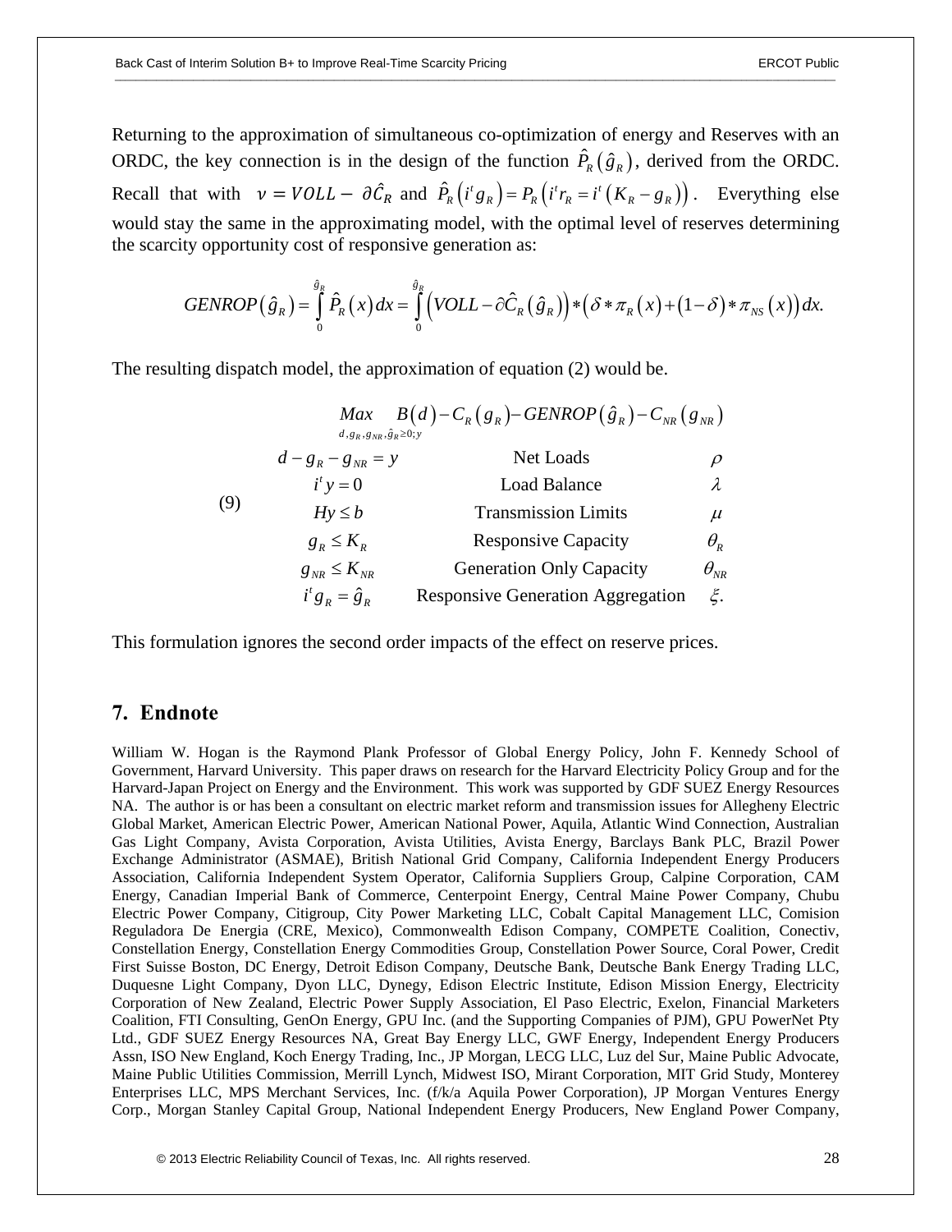Returning to the approximation of simultaneous co-optimization of energy and Reserves with an ORDC, the key connection is in the design of the function $\hat{P}_R\left(\hat{g}_R\right)$, derived from the ORDC. Recall that with $v = VOLL - \partial\hat{C}_R$ and $\hat{P}_R\left(i^t g_R\right) = P_R\left(i^t r_R = i^t\left(K_R - g_R\right)\right)$. Everything else would stay the same in the approximating model, with the optimal level of reserves determining the scarcity opportunity cost of responsive generation as:

$$GENROP\left(\hat{g}_R\right) = \int_0^{\hat{g}_R} \hat{P}_R\left(x\right)dx = \int_0^{\hat{g}_R} \left(VOLL - \partial\hat{C}_R\left(\hat{g}_R\right)\right) * \left(\delta * \pi_R\left(x\right) + \left(1-\delta\right) * \pi_{NS}\left(x\right)\right)dx.$$

The resulting dispatch model, the approximation of equation (2) would be.

$$(9) \qquad \begin{array}{lcr} \underset{d, g_R, g_{NR}, \hat{g}_R \geq 0; y}{Max} \; B\left(d\right) - C_R\left(g_R\right) - GENROP\left(\hat{g}_R\right) - C_{NR}\left(g_{NR}\right) & & \\ d - g_R - g_{NR} = y & \text{Net Loads} & \rho \\ i^t y = 0 & \text{Load Balance} & \lambda \\ Hy \leq b & \text{Transmission Limits} & \mu \\ g_R \leq K_R & \text{Responsive Capacity} & \theta_R \\ g_{NR} \leq K_{NR} & \text{Generation Only Capacity} & \theta_{NR} \\ i^t g_R = \hat{g}_R & \text{Responsive Generation Aggregation} & \xi. \end{array}$$

This formulation ignores the second order impacts of the effect on reserve prices.

## 7. Endnote

William W. Hogan is the Raymond Plank Professor of Global Energy Policy, John F. Kennedy School of Government, Harvard University. This paper draws on research for the Harvard Electricity Policy Group and for the Harvard-Japan Project on Energy and the Environment. This work was supported by GDF SUEZ Energy Resources NA. The author is or has been a consultant on electric market reform and transmission issues for Allegheny Electric Global Market, American Electric Power, American National Power, Aquila, Atlantic Wind Connection, Australian Gas Light Company, Avista Corporation, Avista Utilities, Avista Energy, Barclays Bank PLC, Brazil Power Exchange Administrator (ASMAE), British National Grid Company, California Independent Energy Producers Association, California Independent System Operator, California Suppliers Group, Calpine Corporation, CAM Energy, Canadian Imperial Bank of Commerce, Centerpoint Energy, Central Maine Power Company, Chubu Electric Power Company, Citigroup, City Power Marketing LLC, Cobalt Capital Management LLC, Comision Reguladora De Energia (CRE, Mexico), Commonwealth Edison Company, COMPETE Coalition, Conectiv, Constellation Energy, Constellation Energy Commodities Group, Constellation Power Source, Coral Power, Credit First Suisse Boston, DC Energy, Detroit Edison Company, Deutsche Bank, Deutsche Bank Energy Trading LLC, Duquesne Light Company, Dyon LLC, Dynegy, Edison Electric Institute, Edison Mission Energy, Electricity Corporation of New Zealand, Electric Power Supply Association, El Paso Electric, Exelon, Financial Marketers Coalition, FTI Consulting, GenOn Energy, GPU Inc. (and the Supporting Companies of PJM), GPU PowerNet Pty Ltd., GDF SUEZ Energy Resources NA, Great Bay Energy LLC, GWF Energy, Independent Energy Producers Assn, ISO New England, Koch Energy Trading, Inc., JP Morgan, LECG LLC, Luz del Sur, Maine Public Advocate, Maine Public Utilities Commission, Merrill Lynch, Midwest ISO, Mirant Corporation, MIT Grid Study, Monterey Enterprises LLC, MPS Merchant Services, Inc. (f/k/a Aquila Power Corporation), JP Morgan Ventures Energy Corp., Morgan Stanley Capital Group, National Independent Energy Producers, New England Power Company,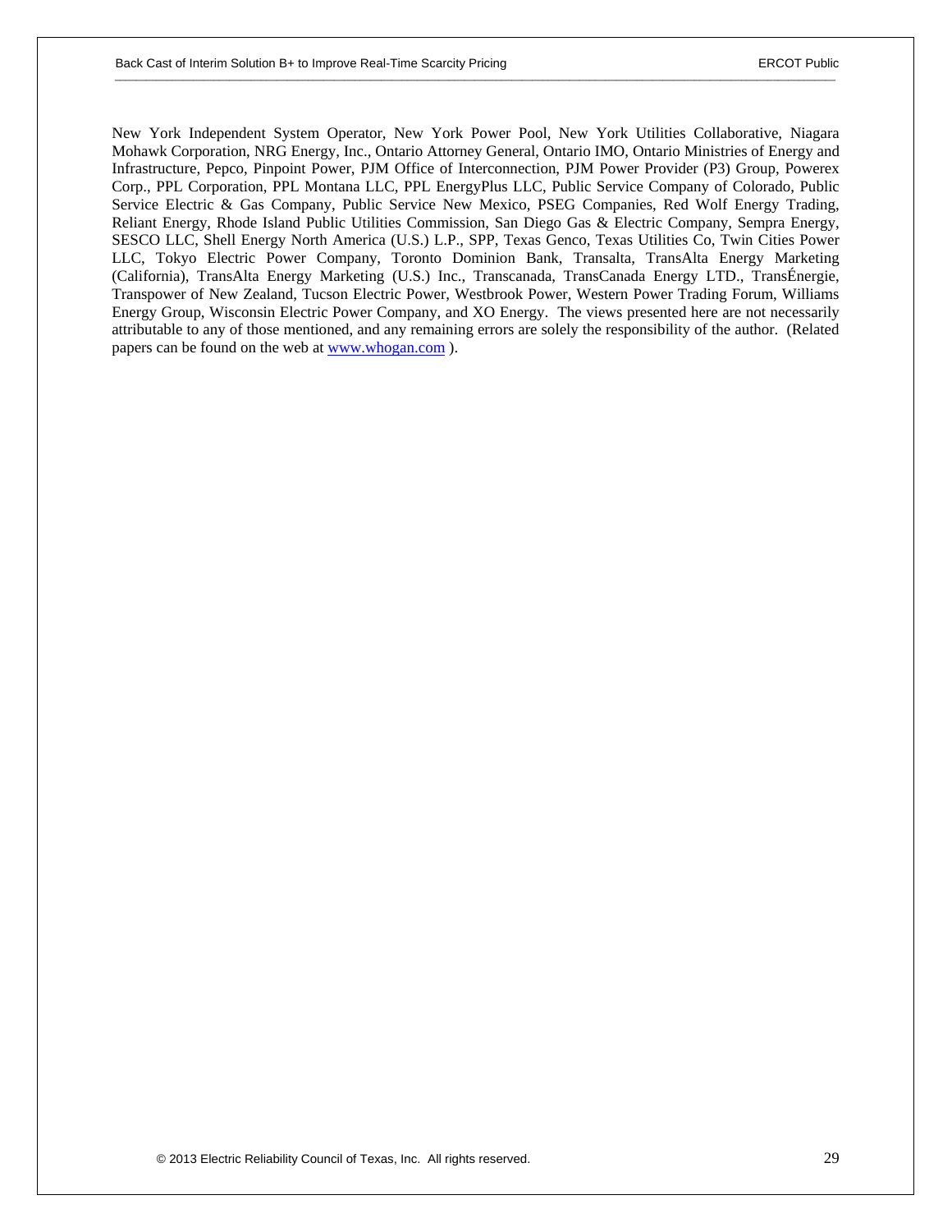New York Independent System Operator, New York Power Pool, New York Utilities Collaborative, Niagara Mohawk Corporation, NRG Energy, Inc., Ontario Attorney General, Ontario IMO, Ontario Ministries of Energy and Infrastructure, Pepco, Pinpoint Power, PJM Office of Interconnection, PJM Power Provider (P3) Group, Powerex Corp., PPL Corporation, PPL Montana LLC, PPL EnergyPlus LLC, Public Service Company of Colorado, Public Service Electric & Gas Company, Public Service New Mexico, PSEG Companies, Red Wolf Energy Trading, Reliant Energy, Rhode Island Public Utilities Commission, San Diego Gas & Electric Company, Sempra Energy, SESCO LLC, Shell Energy North America (U.S.) L.P., SPP, Texas Genco, Texas Utilities Co, Twin Cities Power LLC, Tokyo Electric Power Company, Toronto Dominion Bank, Transalta, TransAlta Energy Marketing (California), TransAlta Energy Marketing (U.S.) Inc., Transcanada, TransCanada Energy LTD., TransÉnergie, Transpower of New Zealand, Tucson Electric Power, Westbrook Power, Western Power Trading Forum, Williams Energy Group, Wisconsin Electric Power Company, and XO Energy. The views presented here are not necessarily attributable to any of those mentioned, and any remaining errors are solely the responsibility of the author. (Related papers can be found on the web at www.whogan.com ).